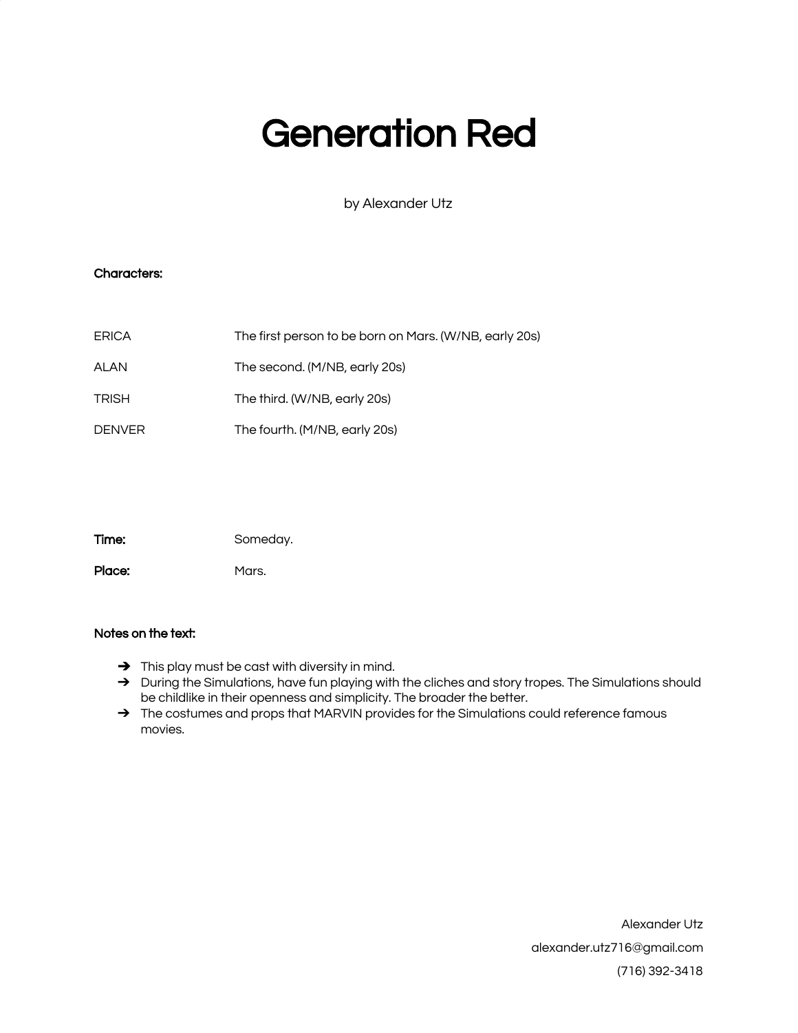# Generation Red

by Alexander Utz

**Characters:**

| | |
|---|---|
| ERICA | The first person to be born on Mars. (W/NB, early 20s) |
| ALAN | The second. (M/NB, early 20s) |
| TRISH | The third. (W/NB, early 20s) |
| DENVER | The fourth. (M/NB, early 20s) |

**Time:** Someday.

**Place:** Mars.

**Notes on the text:**

- This play must be cast with diversity in mind.
- During the Simulations, have fun playing with the cliches and story tropes. The Simulations should be childlike in their openness and simplicity. The broader the better.
- The costumes and props that MARVIN provides for the Simulations could reference famous movies.

Alexander Utz
alexander.utz716@gmail.com
(716) 392-3418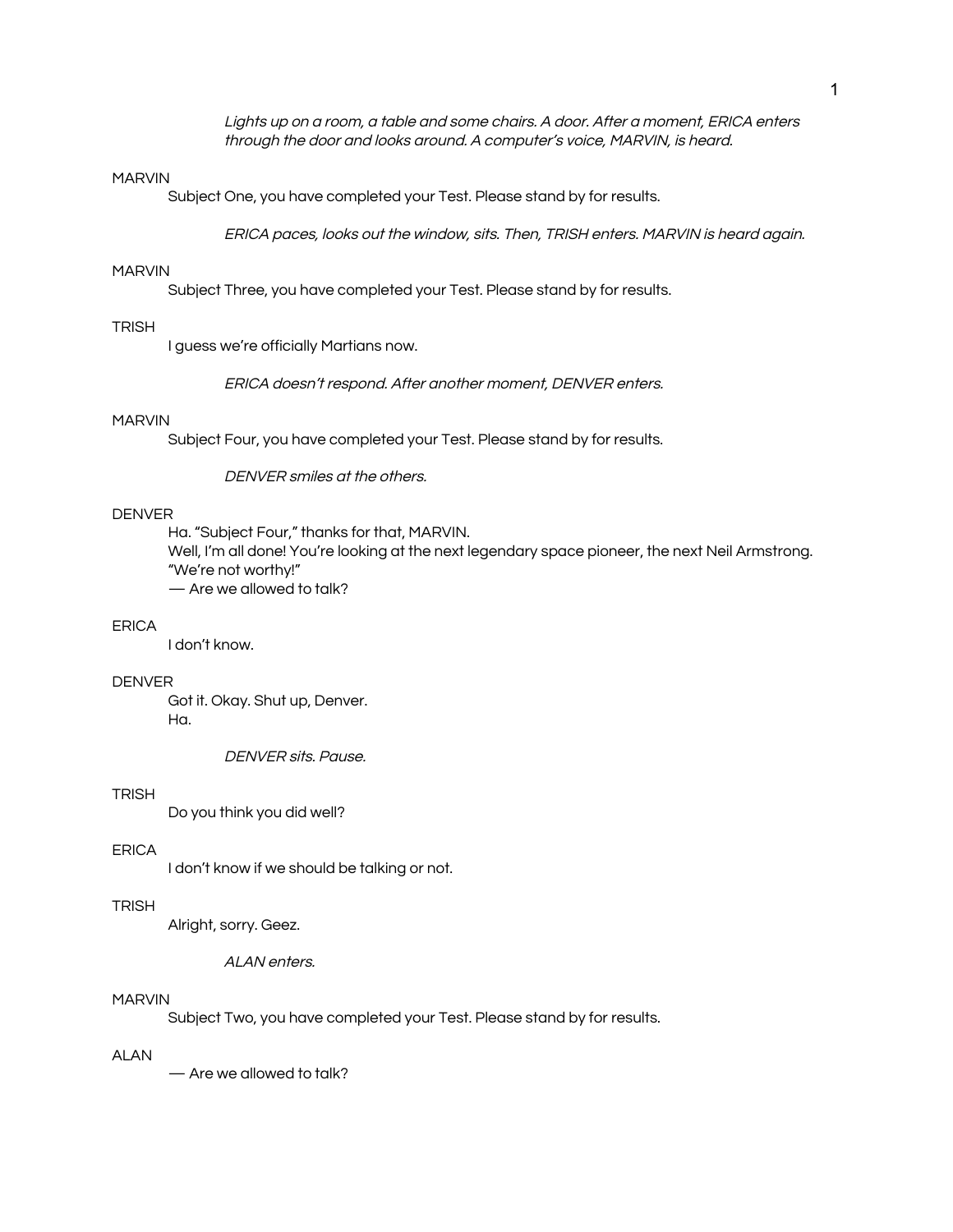*Lights up on a room, a table and some chairs. A door. After a moment, ERICA enters through the door and looks around. A computer's voice, MARVIN, is heard.*

MARVIN

Subject One, you have completed your Test. Please stand by for results.

*ERICA paces, looks out the window, sits. Then, TRISH enters. MARVIN is heard again.*

MARVIN

Subject Three, you have completed your Test. Please stand by for results.

TRISH

I guess we're officially Martians now.

*ERICA doesn't respond. After another moment, DENVER enters.*

MARVIN

Subject Four, you have completed your Test. Please stand by for results.

*DENVER smiles at the others.*

DENVER

Ha. "Subject Four," thanks for that, MARVIN.
Well, I'm all done! You're looking at the next legendary space pioneer, the next Neil Armstrong. "We're not worthy!"
— Are we allowed to talk?

ERICA

I don't know.

DENVER

Got it. Okay. Shut up, Denver.
Ha.

*DENVER sits. Pause.*

TRISH

Do you think you did well?

ERICA

I don't know if we should be talking or not.

TRISH

Alright, sorry. Geez.

*ALAN enters.*

MARVIN

Subject Two, you have completed your Test. Please stand by for results.

ALAN

— Are we allowed to talk?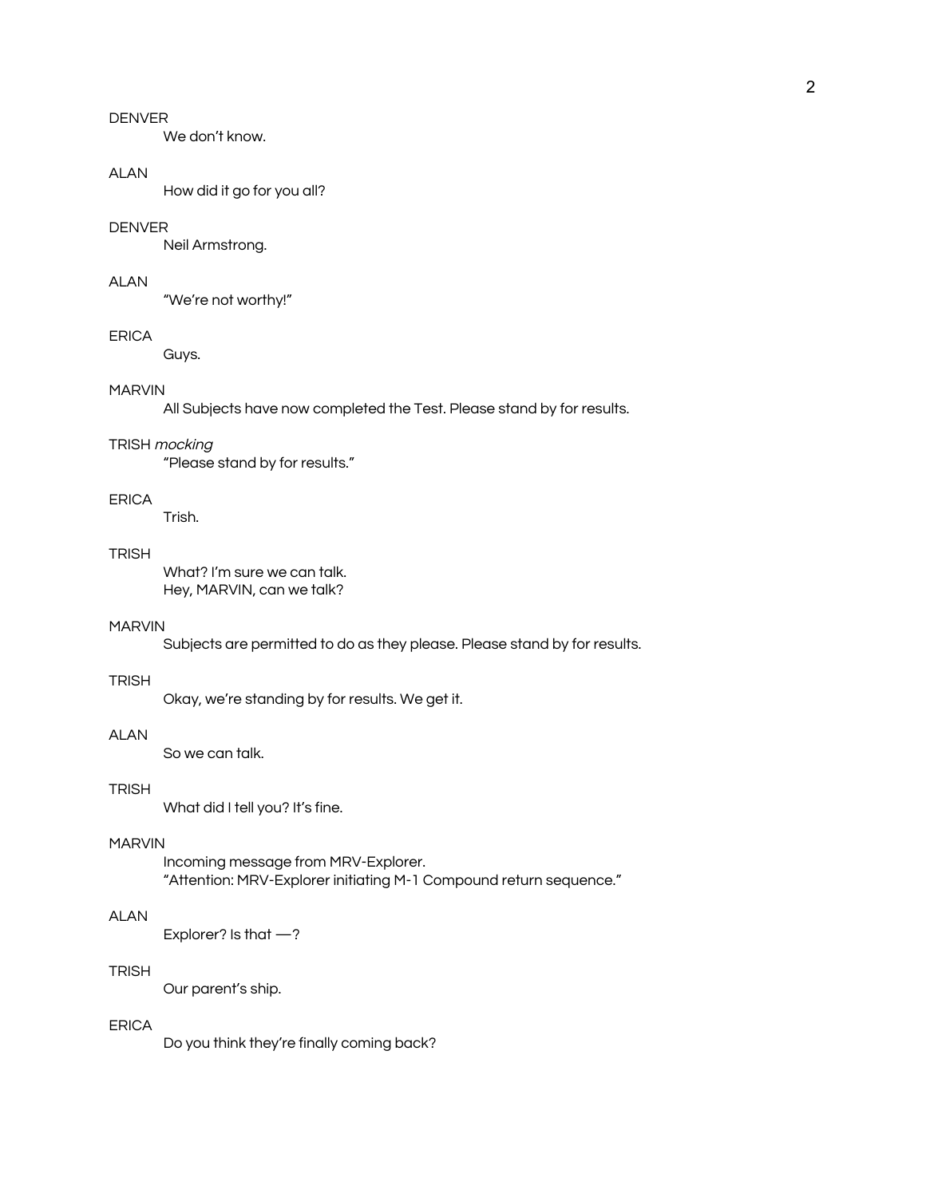DENVER

We don't know.

ALAN

How did it go for you all?

DENVER

Neil Armstrong.

ALAN

"We're not worthy!"

ERICA

Guys.

MARVIN

All Subjects have now completed the Test. Please stand by for results.

TRISH *mocking*

"Please stand by for results."

ERICA

Trish.

TRISH

What? I'm sure we can talk.
Hey, MARVIN, can we talk?

MARVIN

Subjects are permitted to do as they please. Please stand by for results.

TRISH

Okay, we're standing by for results. We get it.

ALAN

So we can talk.

TRISH

What did I tell you? It's fine.

MARVIN

Incoming message from MRV-Explorer.
"Attention: MRV-Explorer initiating M-1 Compound return sequence."

ALAN

Explorer? Is that —?

TRISH

Our parent's ship.

ERICA

Do you think they're finally coming back?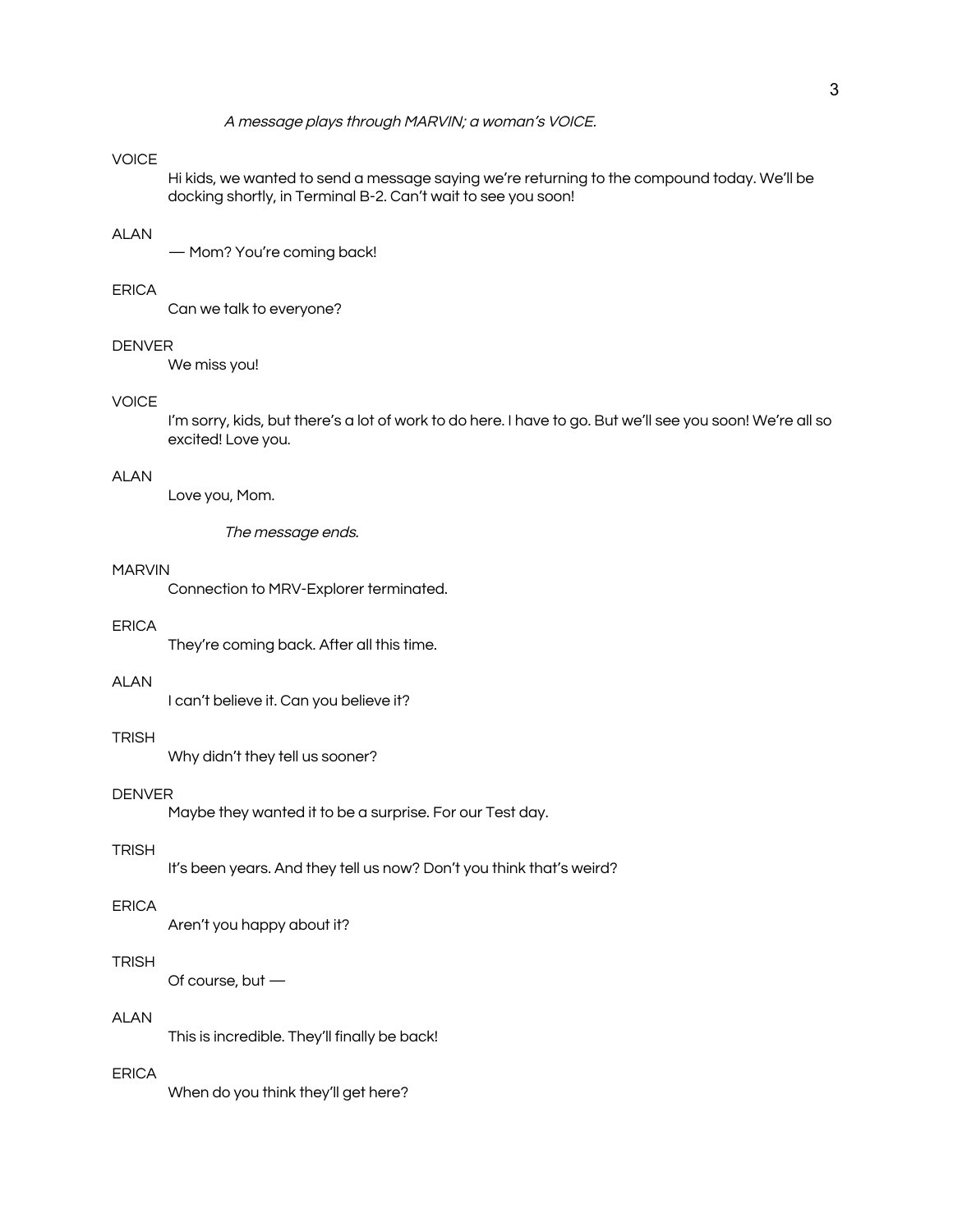*A message plays through MARVIN; a woman's VOICE.*

VOICE

Hi kids, we wanted to send a message saying we're returning to the compound today. We'll be docking shortly, in Terminal B-2. Can't wait to see you soon!

ALAN

— Mom? You're coming back!

ERICA

Can we talk to everyone?

DENVER

We miss you!

VOICE

I'm sorry, kids, but there's a lot of work to do here. I have to go. But we'll see you soon! We're all so excited! Love you.

ALAN

Love you, Mom.

*The message ends.*

MARVIN

Connection to MRV-Explorer terminated.

ERICA

They're coming back. After all this time.

ALAN

I can't believe it. Can you believe it?

TRISH

Why didn't they tell us sooner?

DENVER

Maybe they wanted it to be a surprise. For our Test day.

TRISH

It's been years. And they tell us now? Don't you think that's weird?

ERICA

Aren't you happy about it?

TRISH

Of course, but —

ALAN

This is incredible. They'll finally be back!

ERICA

When do you think they'll get here?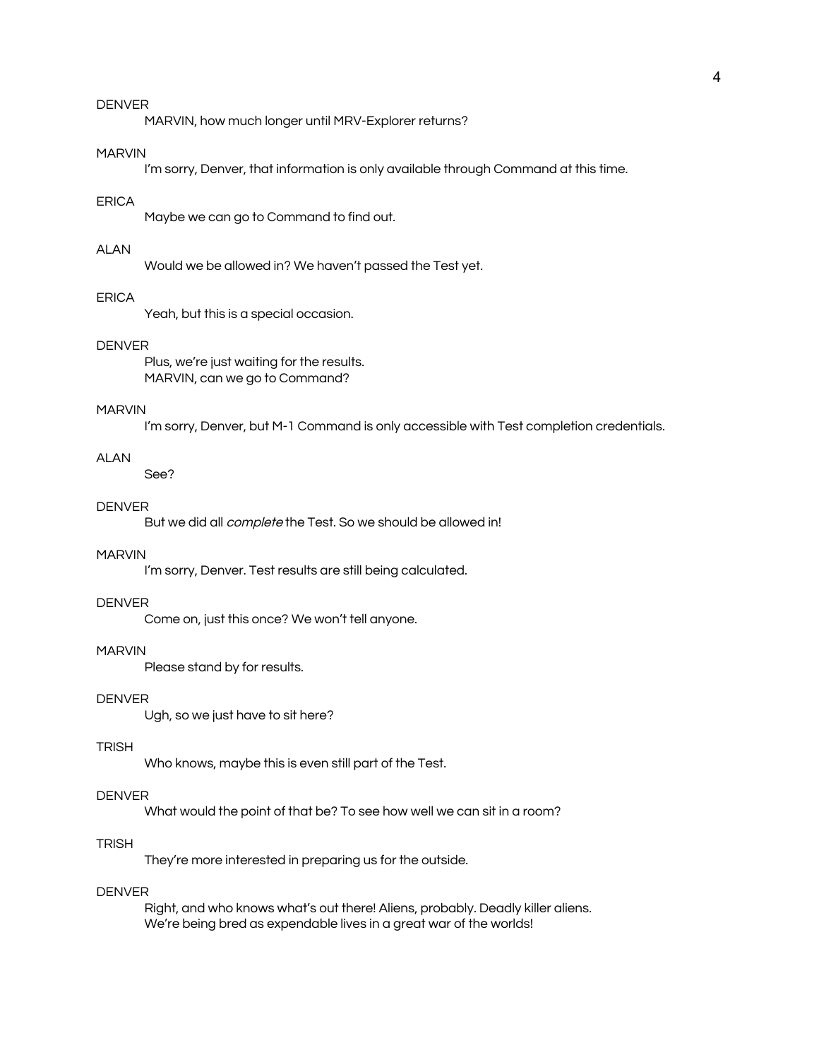DENVER

MARVIN, how much longer until MRV-Explorer returns?

MARVIN

I'm sorry, Denver, that information is only available through Command at this time.

ERICA

Maybe we can go to Command to find out.

ALAN

Would we be allowed in? We haven't passed the Test yet.

ERICA

Yeah, but this is a special occasion.

DENVER

Plus, we're just waiting for the results.
MARVIN, can we go to Command?

MARVIN

I'm sorry, Denver, but M-1 Command is only accessible with Test completion credentials.

ALAN

See?

DENVER

But we did all *complete* the Test. So we should be allowed in!

MARVIN

I'm sorry, Denver. Test results are still being calculated.

DENVER

Come on, just this once? We won't tell anyone.

MARVIN

Please stand by for results.

DENVER

Ugh, so we just have to sit here?

TRISH

Who knows, maybe this is even still part of the Test.

DENVER

What would the point of that be? To see how well we can sit in a room?

TRISH

They're more interested in preparing us for the outside.

DENVER

Right, and who knows what's out there! Aliens, probably. Deadly killer aliens.
We're being bred as expendable lives in a great war of the worlds!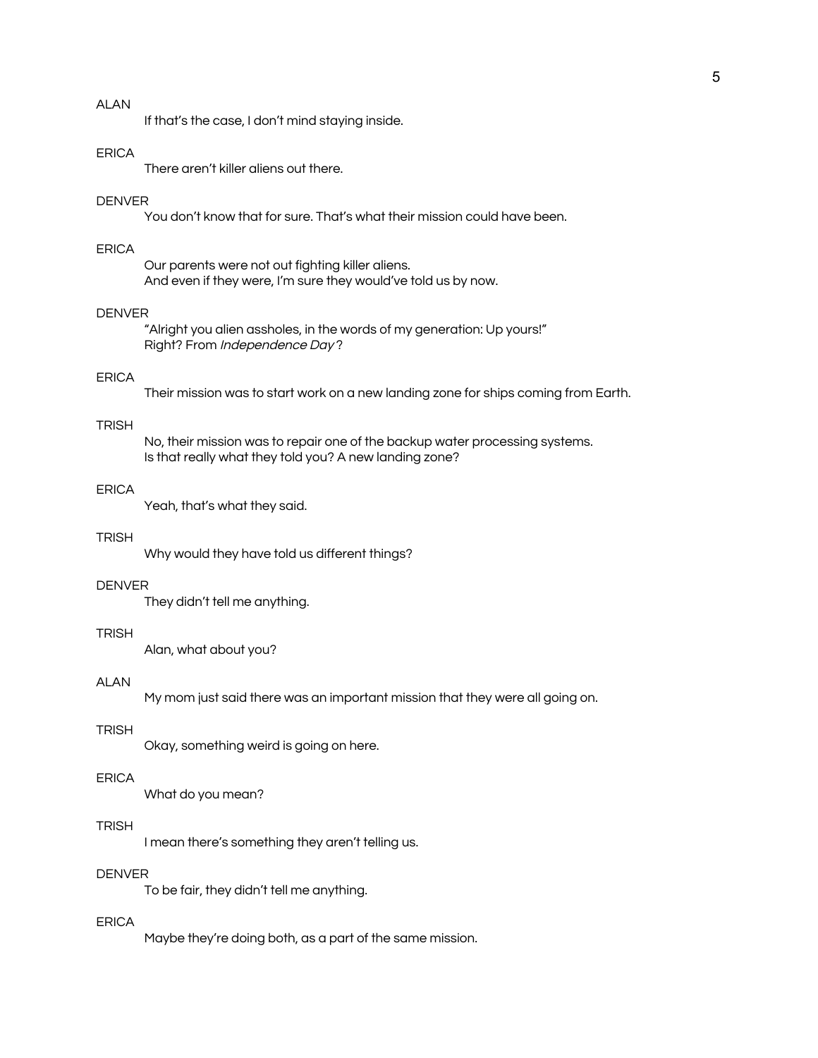ALAN

If that's the case, I don't mind staying inside.

ERICA

There aren't killer aliens out there.

DENVER

You don't know that for sure. That's what their mission could have been.

ERICA

Our parents were not out fighting killer aliens.
And even if they were, I'm sure they would've told us by now.

DENVER

"Alright you alien assholes, in the words of my generation: Up yours!"
Right? From *Independence Day*?

ERICA

Their mission was to start work on a new landing zone for ships coming from Earth.

TRISH

No, their mission was to repair one of the backup water processing systems.
Is that really what they told you? A new landing zone?

ERICA

Yeah, that's what they said.

TRISH

Why would they have told us different things?

DENVER

They didn't tell me anything.

TRISH

Alan, what about you?

ALAN

My mom just said there was an important mission that they were all going on.

TRISH

Okay, something weird is going on here.

ERICA

What do you mean?

TRISH

I mean there's something they aren't telling us.

DENVER

To be fair, they didn't tell me anything.

ERICA

Maybe they're doing both, as a part of the same mission.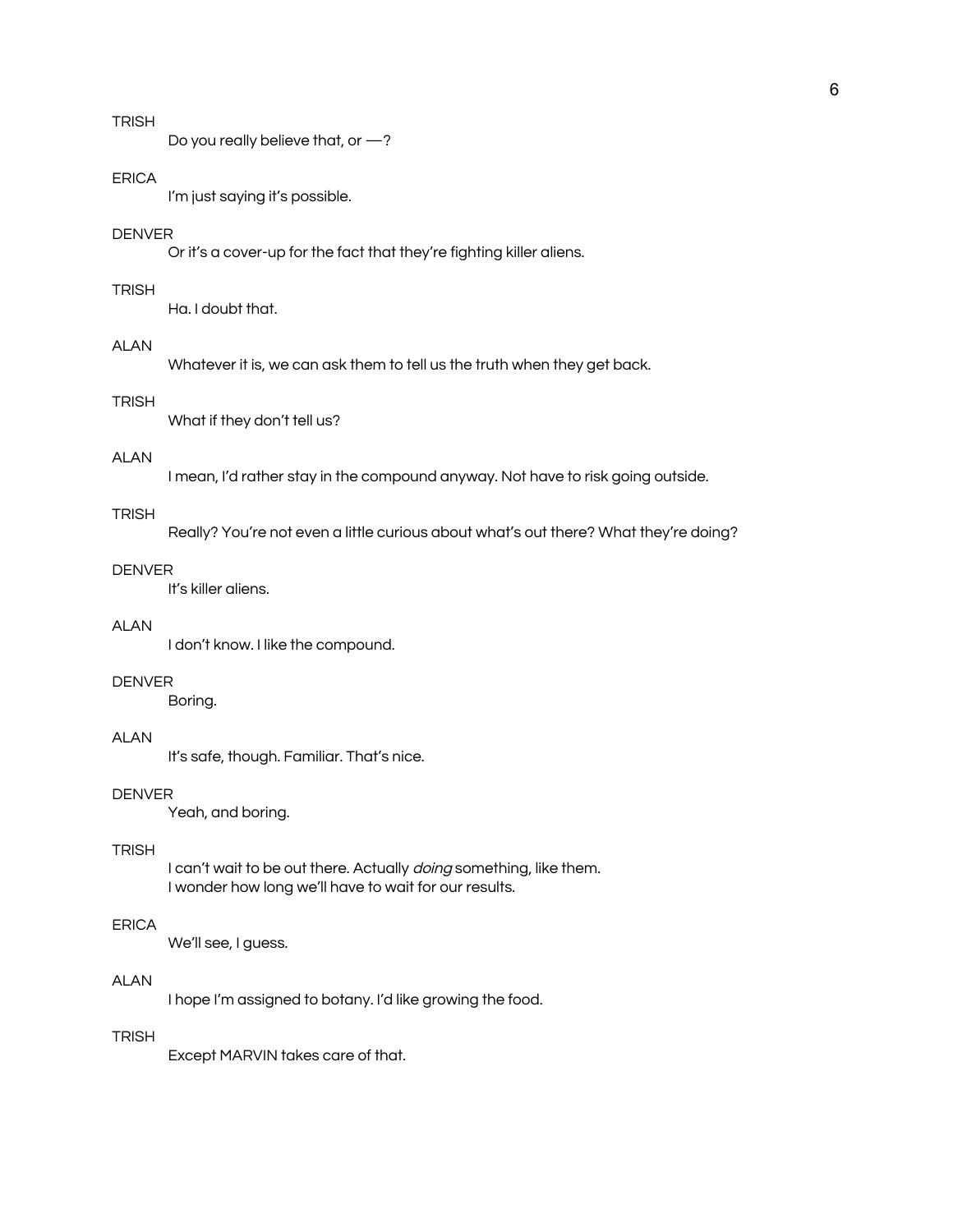TRISH

Do you really believe that, or —?

ERICA

I'm just saying it's possible.

DENVER

Or it's a cover-up for the fact that they're fighting killer aliens.

TRISH

Ha. I doubt that.

ALAN

Whatever it is, we can ask them to tell us the truth when they get back.

TRISH

What if they don't tell us?

ALAN

I mean, I'd rather stay in the compound anyway. Not have to risk going outside.

TRISH

Really? You're not even a little curious about what's out there? What they're doing?

DENVER

It's killer aliens.

ALAN

I don't know. I like the compound.

DENVER

Boring.

ALAN

It's safe, though. Familiar. That's nice.

DENVER

Yeah, and boring.

TRISH

I can't wait to be out there. Actually *doing* something, like them.
I wonder how long we'll have to wait for our results.

ERICA

We'll see, I guess.

ALAN

I hope I'm assigned to botany. I'd like growing the food.

TRISH

Except MARVIN takes care of that.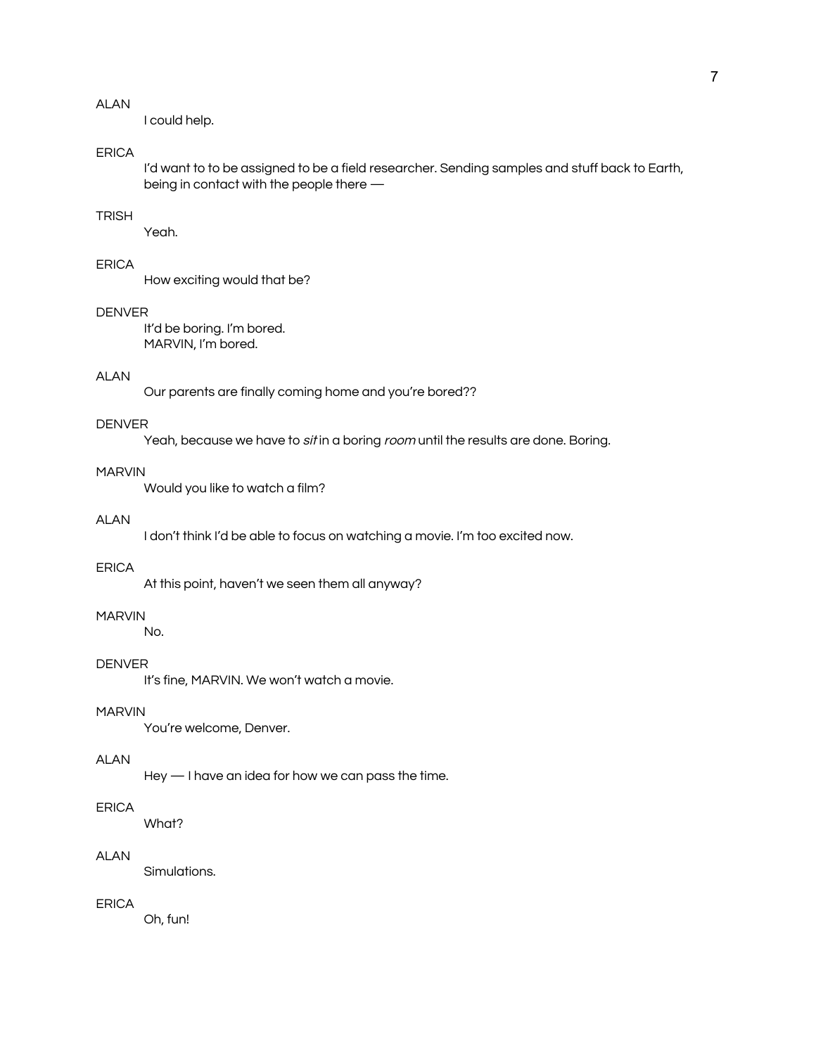ALAN

I could help.

ERICA

I'd want to to be assigned to be a field researcher. Sending samples and stuff back to Earth, being in contact with the people there —

TRISH

Yeah.

ERICA

How exciting would that be?

DENVER

It'd be boring. I'm bored.
MARVIN, I'm bored.

ALAN

Our parents are finally coming home and you're bored??

DENVER

Yeah, because we have to *sit* in a boring *room* until the results are done. Boring.

MARVIN

Would you like to watch a film?

ALAN

I don't think I'd be able to focus on watching a movie. I'm too excited now.

ERICA

At this point, haven't we seen them all anyway?

MARVIN

No.

DENVER

It's fine, MARVIN. We won't watch a movie.

MARVIN

You're welcome, Denver.

ALAN

Hey — I have an idea for how we can pass the time.

ERICA

What?

ALAN

Simulations.

ERICA

Oh, fun!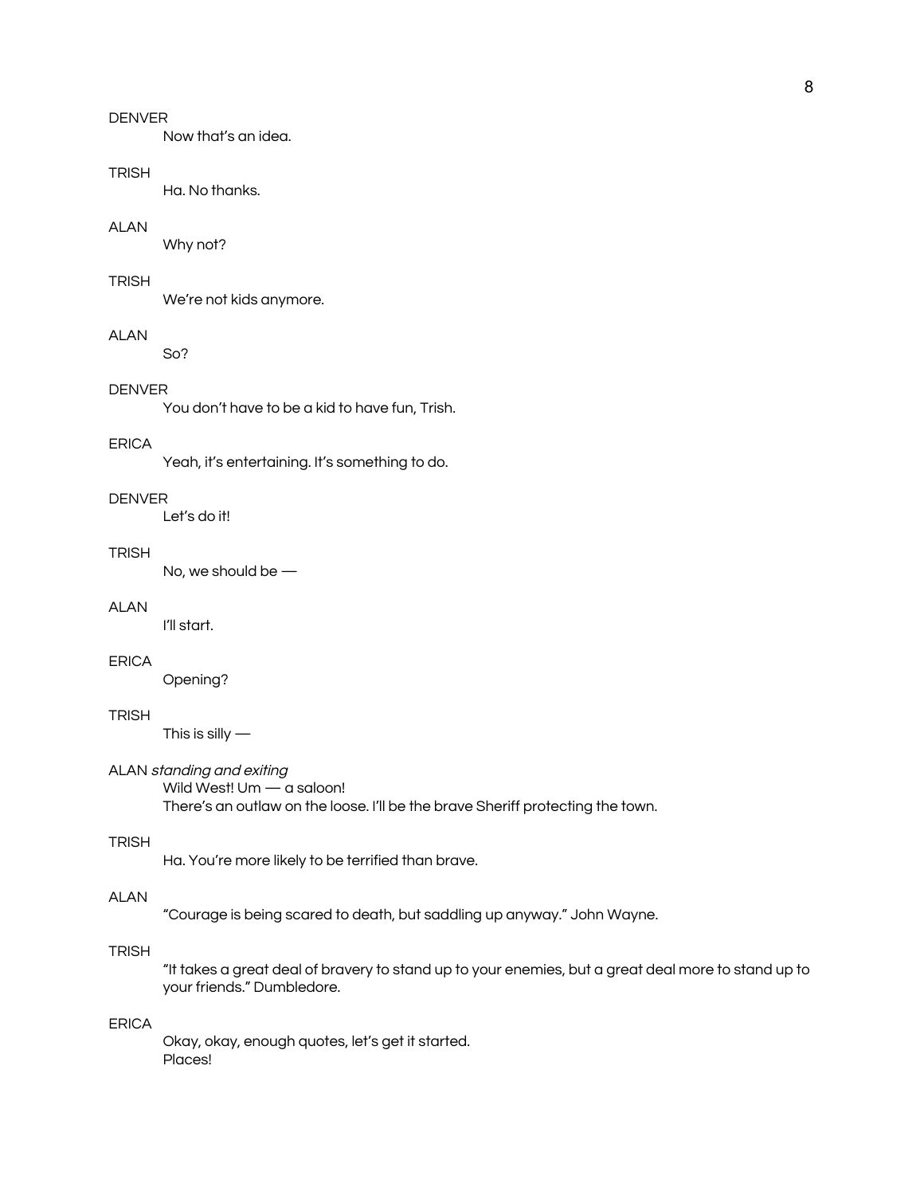DENVER

Now that's an idea.

TRISH

Ha. No thanks.

ALAN

Why not?

TRISH

We're not kids anymore.

ALAN

So?

DENVER

You don't have to be a kid to have fun, Trish.

ERICA

Yeah, it's entertaining. It's something to do.

DENVER

Let's do it!

TRISH

No, we should be —

ALAN

I'll start.

ERICA

Opening?

TRISH

This is silly —

ALAN *standing and exiting*

Wild West! Um — a saloon!
There's an outlaw on the loose. I'll be the brave Sheriff protecting the town.

TRISH

Ha. You're more likely to be terrified than brave.

ALAN

"Courage is being scared to death, but saddling up anyway." John Wayne.

TRISH

"It takes a great deal of bravery to stand up to your enemies, but a great deal more to stand up to your friends." Dumbledore.

ERICA

Okay, okay, enough quotes, let's get it started.
Places!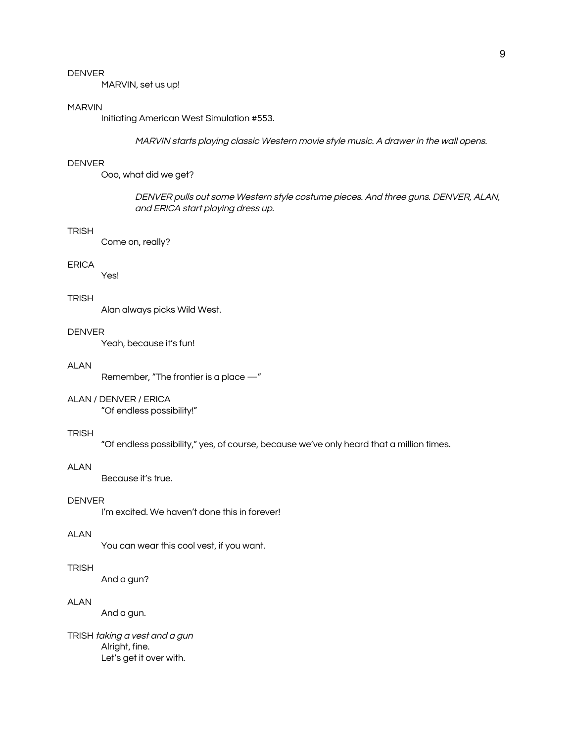DENVER

MARVIN, set us up!

MARVIN

Initiating American West Simulation #553.

*MARVIN starts playing classic Western movie style music. A drawer in the wall opens.*

DENVER

Ooo, what did we get?

*DENVER pulls out some Western style costume pieces. And three guns. DENVER, ALAN, and ERICA start playing dress up.*

TRISH

Come on, really?

ERICA

Yes!

TRISH

Alan always picks Wild West.

DENVER

Yeah, because it's fun!

ALAN

Remember, "The frontier is a place —"

ALAN / DENVER / ERICA

"Of endless possibility!"

TRISH

"Of endless possibility," yes, of course, because we've only heard that a million times.

ALAN

Because it's true.

DENVER

I'm excited. We haven't done this in forever!

ALAN

You can wear this cool vest, if you want.

TRISH

And a gun?

ALAN

And a gun.

TRISH *taking a vest and a gun*

Alright, fine.
Let's get it over with.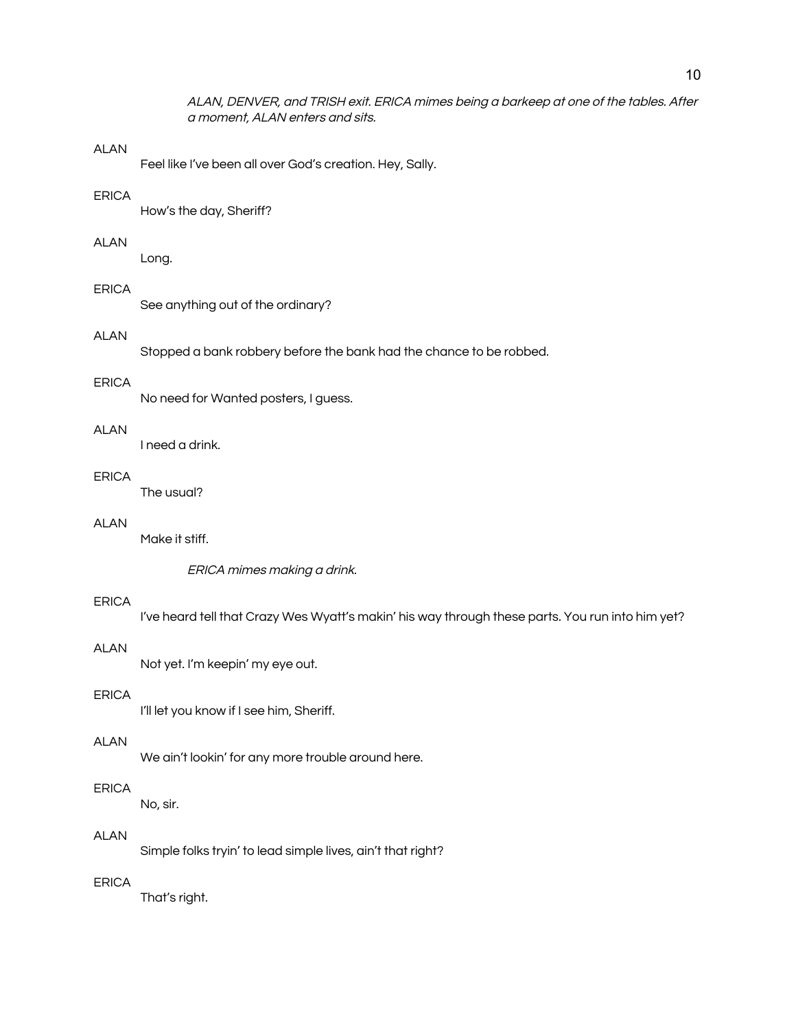*ALAN, DENVER, and TRISH exit. ERICA mimes being a barkeep at one of the tables. After a moment, ALAN enters and sits.*

ALAN

Feel like I've been all over God's creation. Hey, Sally.

ERICA

How's the day, Sheriff?

ALAN

Long.

ERICA

See anything out of the ordinary?

ALAN

Stopped a bank robbery before the bank had the chance to be robbed.

ERICA

No need for Wanted posters, I guess.

ALAN

I need a drink.

ERICA

The usual?

ALAN

Make it stiff.

*ERICA mimes making a drink.*

ERICA

I've heard tell that Crazy Wes Wyatt's makin' his way through these parts. You run into him yet?

ALAN

Not yet. I'm keepin' my eye out.

ERICA

I'll let you know if I see him, Sheriff.

ALAN

We ain't lookin' for any more trouble around here.

ERICA

No, sir.

ALAN

Simple folks tryin' to lead simple lives, ain't that right?

ERICA

That's right.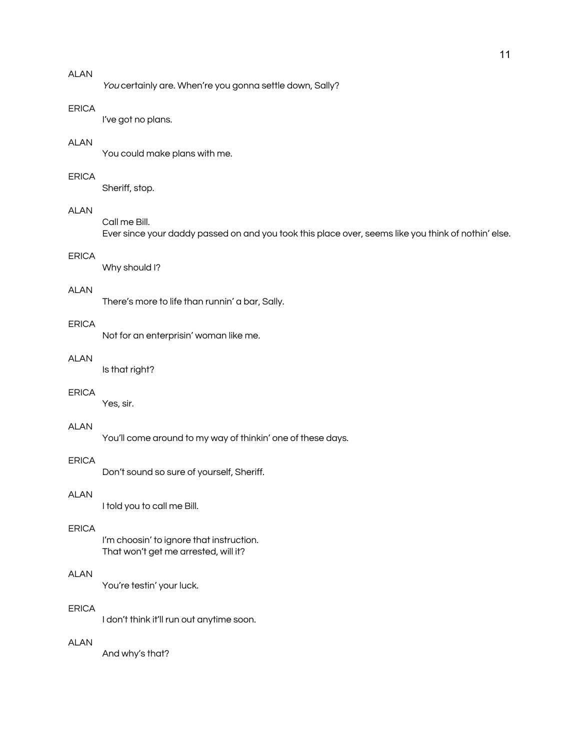ALAN

*You* certainly are. When're you gonna settle down, Sally?

ERICA

I've got no plans.

ALAN

You could make plans with me.

ERICA

Sheriff, stop.

ALAN

Call me Bill.
Ever since your daddy passed on and you took this place over, seems like you think of nothin' else.

ERICA

Why should I?

ALAN

There's more to life than runnin' a bar, Sally.

ERICA

Not for an enterprisin' woman like me.

ALAN

Is that right?

ERICA

Yes, sir.

ALAN

You'll come around to my way of thinkin' one of these days.

ERICA

Don't sound so sure of yourself, Sheriff.

ALAN

I told you to call me Bill.

ERICA

I'm choosin' to ignore that instruction.
That won't get me arrested, will it?

ALAN

You're testin' your luck.

ERICA

I don't think it'll run out anytime soon.

ALAN

And why's that?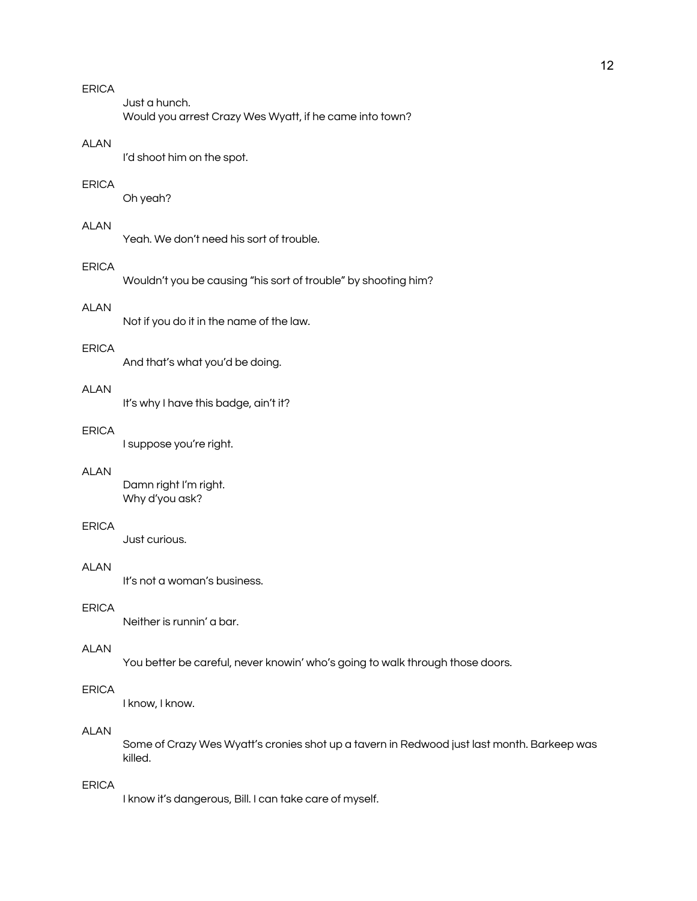ERICA

Just a hunch.
Would you arrest Crazy Wes Wyatt, if he came into town?

ALAN

I'd shoot him on the spot.

ERICA

Oh yeah?

ALAN

Yeah. We don't need his sort of trouble.

ERICA

Wouldn't you be causing "his sort of trouble" by shooting him?

ALAN

Not if you do it in the name of the law.

ERICA

And that's what you'd be doing.

ALAN

It's why I have this badge, ain't it?

ERICA

I suppose you're right.

ALAN

Damn right I'm right.
Why d'you ask?

ERICA

Just curious.

ALAN

It's not a woman's business.

ERICA

Neither is runnin' a bar.

ALAN

You better be careful, never knowin' who's going to walk through those doors.

ERICA

I know, I know.

ALAN

Some of Crazy Wes Wyatt's cronies shot up a tavern in Redwood just last month. Barkeep was killed.

ERICA

I know it's dangerous, Bill. I can take care of myself.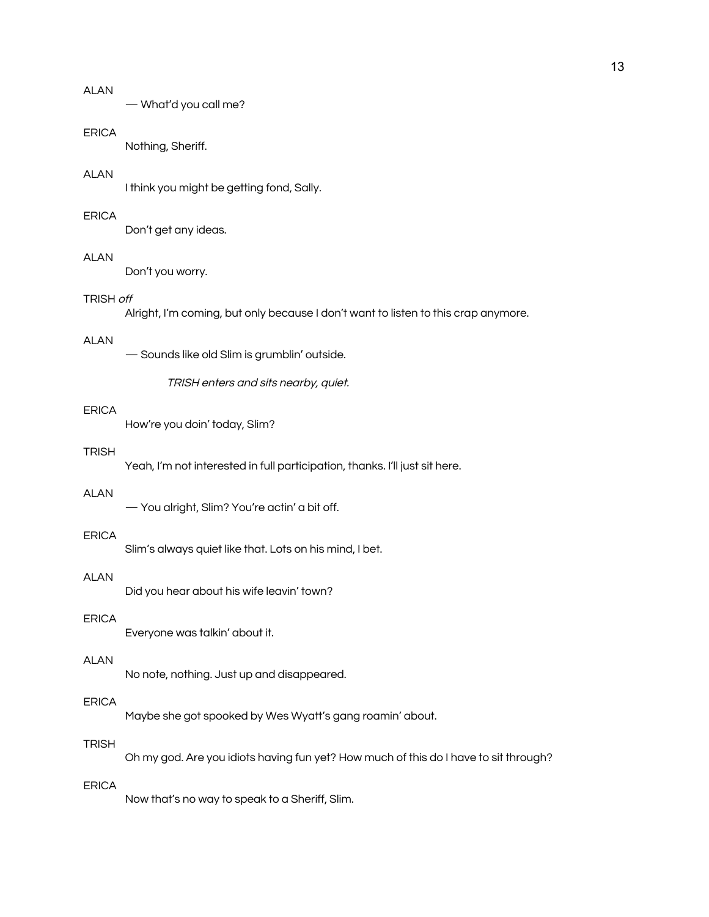ALAN

— What'd you call me?

ERICA

Nothing, Sheriff.

ALAN

I think you might be getting fond, Sally.

ERICA

Don't get any ideas.

ALAN

Don't you worry.

TRISH *off*

Alright, I'm coming, but only because I don't want to listen to this crap anymore.

ALAN

— Sounds like old Slim is grumblin' outside.

*TRISH enters and sits nearby, quiet.*

ERICA

How're you doin' today, Slim?

TRISH

Yeah, I'm not interested in full participation, thanks. I'll just sit here.

ALAN

— You alright, Slim? You're actin' a bit off.

ERICA

Slim's always quiet like that. Lots on his mind, I bet.

ALAN

Did you hear about his wife leavin' town?

ERICA

Everyone was talkin' about it.

ALAN

No note, nothing. Just up and disappeared.

ERICA

Maybe she got spooked by Wes Wyatt's gang roamin' about.

TRISH

Oh my god. Are you idiots having fun yet? How much of this do I have to sit through?

ERICA

Now that's no way to speak to a Sheriff, Slim.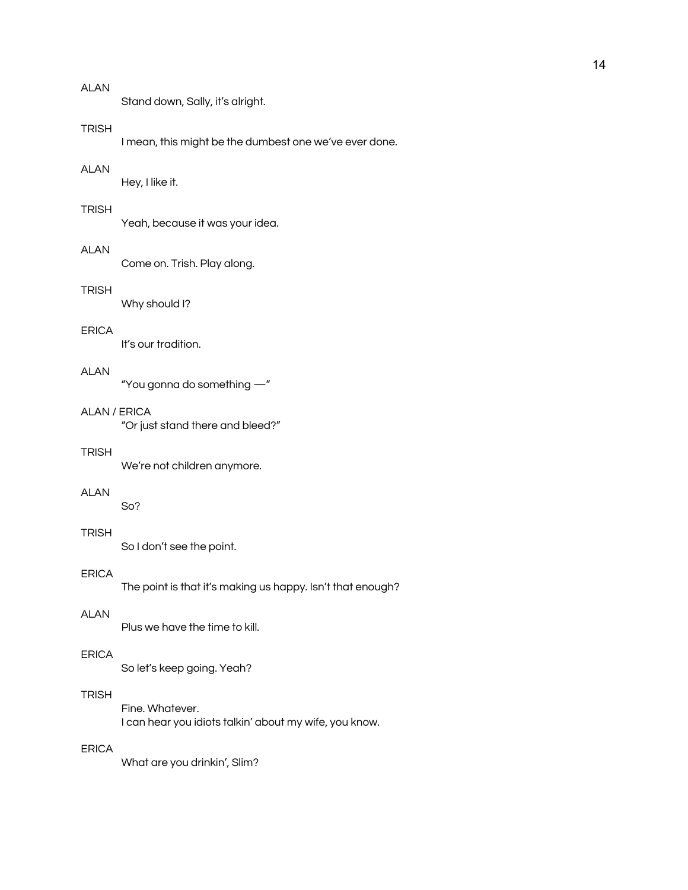ALAN

Stand down, Sally, it's alright.

TRISH

I mean, this might be the dumbest one we've ever done.

ALAN

Hey, I like it.

TRISH

Yeah, because it was your idea.

ALAN

Come on. Trish. Play along.

TRISH

Why should I?

ERICA

It's our tradition.

ALAN

"You gonna do something —"

ALAN / ERICA

"Or just stand there and bleed?"

TRISH

We're not children anymore.

ALAN

So?

TRISH

So I don't see the point.

ERICA

The point is that it's making us happy. Isn't that enough?

ALAN

Plus we have the time to kill.

ERICA

So let's keep going. Yeah?

TRISH

Fine. Whatever.
I can hear you idiots talkin' about my wife, you know.

ERICA

What are you drinkin', Slim?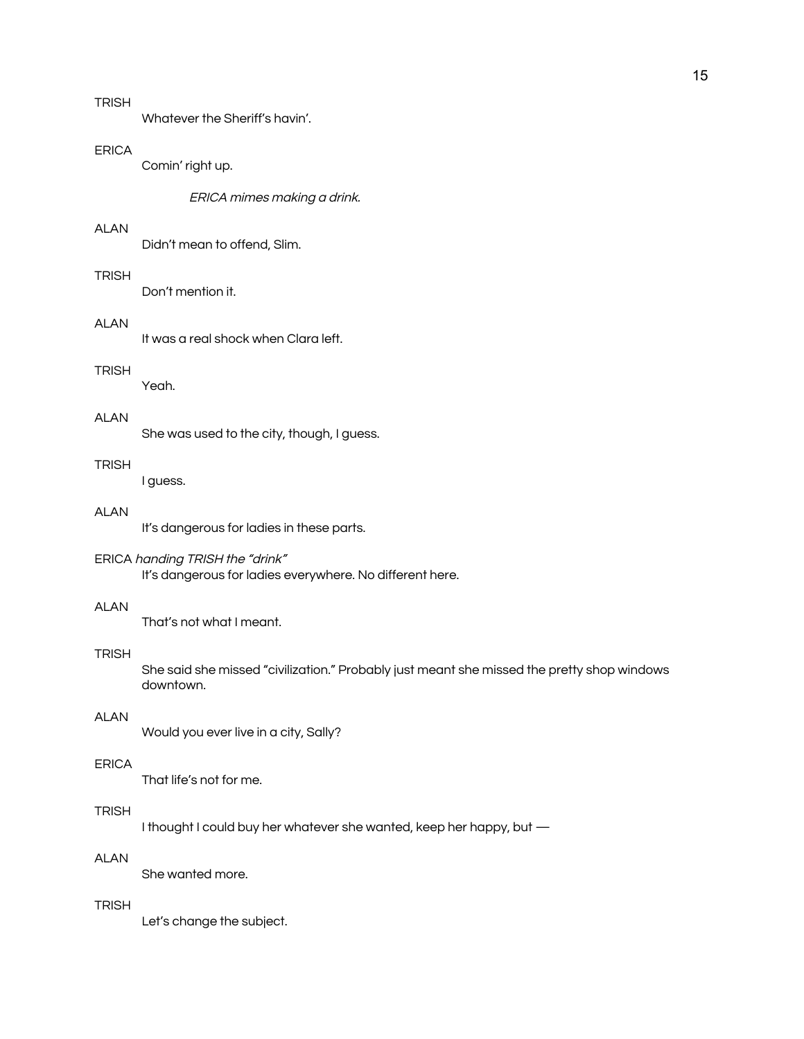TRISH

Whatever the Sheriff's havin'.

ERICA

Comin' right up.

*ERICA mimes making a drink.*

ALAN

Didn't mean to offend, Slim.

TRISH

Don't mention it.

ALAN

It was a real shock when Clara left.

TRISH

Yeah.

ALAN

She was used to the city, though, I guess.

TRISH

I guess.

ALAN

It's dangerous for ladies in these parts.

ERICA *handing TRISH the "drink"*

It's dangerous for ladies everywhere. No different here.

ALAN

That's not what I meant.

TRISH

She said she missed "civilization." Probably just meant she missed the pretty shop windows downtown.

ALAN

Would you ever live in a city, Sally?

ERICA

That life's not for me.

TRISH

I thought I could buy her whatever she wanted, keep her happy, but —

ALAN

She wanted more.

TRISH

Let's change the subject.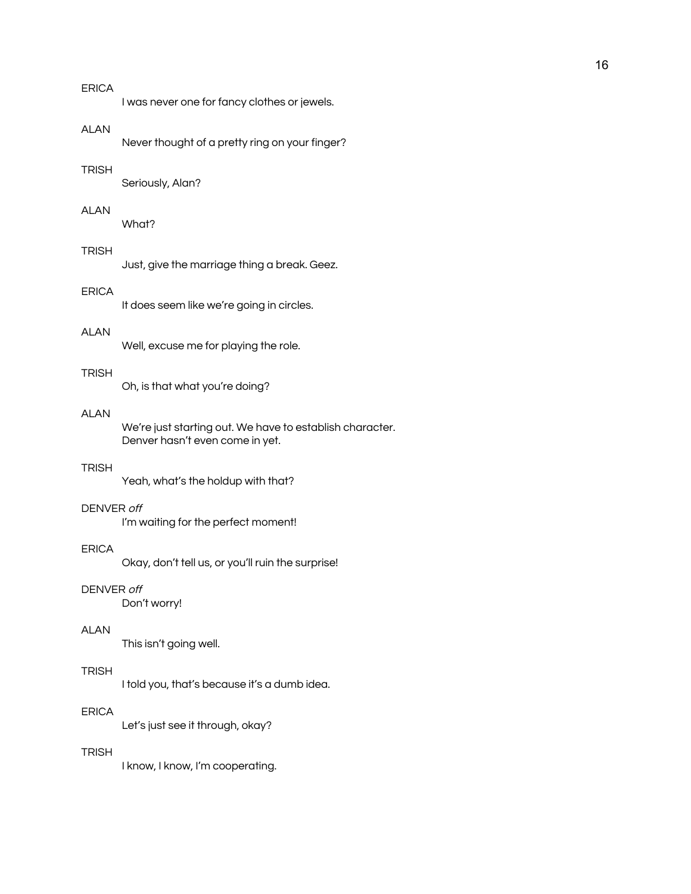ERICA

I was never one for fancy clothes or jewels.

ALAN

Never thought of a pretty ring on your finger?

TRISH

Seriously, Alan?

ALAN

What?

TRISH

Just, give the marriage thing a break. Geez.

ERICA

It does seem like we're going in circles.

ALAN

Well, excuse me for playing the role.

TRISH

Oh, is that what you're doing?

ALAN

We're just starting out. We have to establish character.
Denver hasn't even come in yet.

TRISH

Yeah, what's the holdup with that?

DENVER *off*

I'm waiting for the perfect moment!

ERICA

Okay, don't tell us, or you'll ruin the surprise!

DENVER *off*

Don't worry!

ALAN

This isn't going well.

TRISH

I told you, that's because it's a dumb idea.

ERICA

Let's just see it through, okay?

TRISH

I know, I know, I'm cooperating.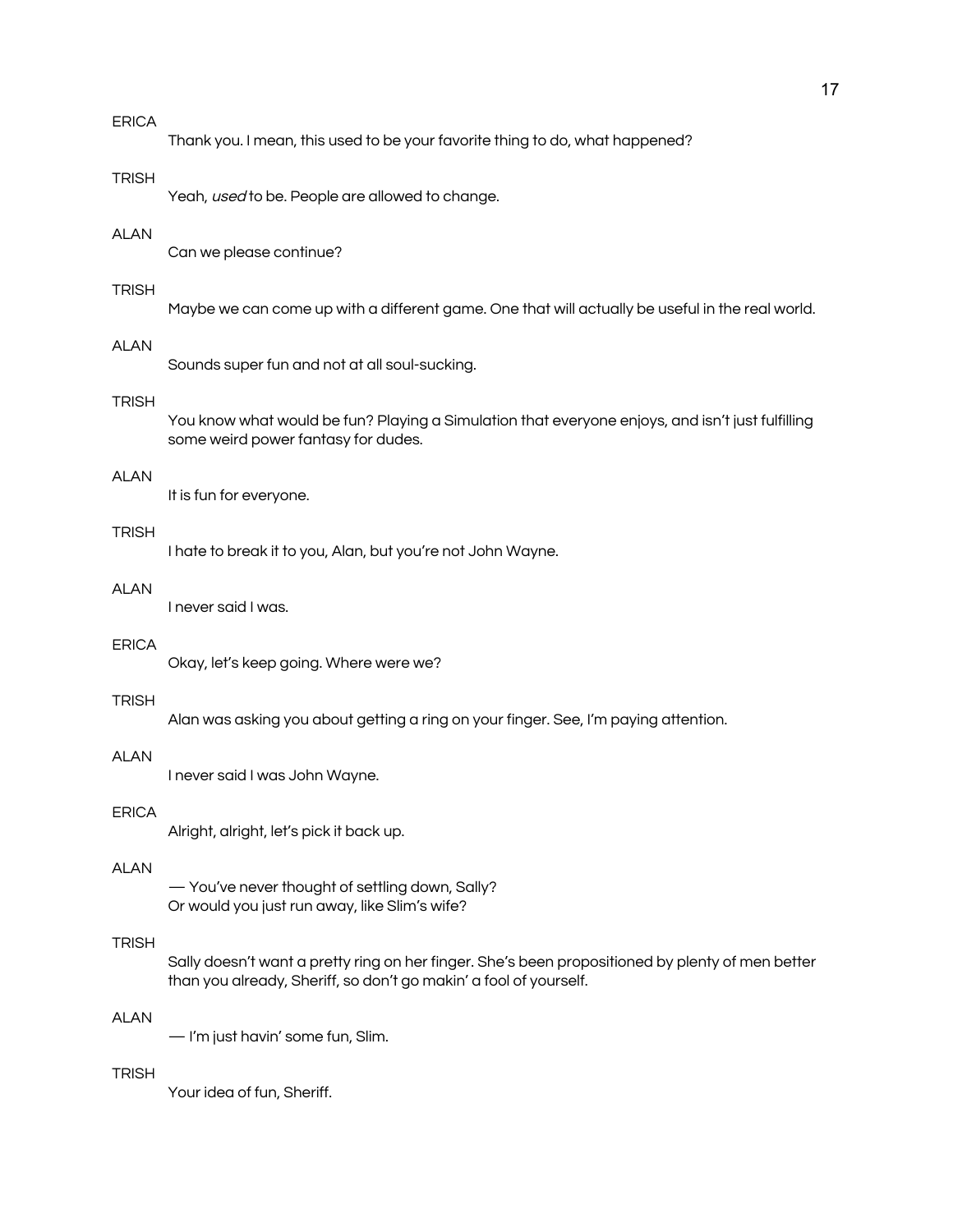ERICA

Thank you. I mean, this used to be your favorite thing to do, what happened?

TRISH

Yeah, *used* to be. People are allowed to change.

ALAN

Can we please continue?

TRISH

Maybe we can come up with a different game. One that will actually be useful in the real world.

ALAN

Sounds super fun and not at all soul-sucking.

TRISH

You know what would be fun? Playing a Simulation that everyone enjoys, and isn't just fulfilling some weird power fantasy for dudes.

ALAN

It is fun for everyone.

TRISH

I hate to break it to you, Alan, but you're not John Wayne.

ALAN

I never said I was.

ERICA

Okay, let's keep going. Where were we?

TRISH

Alan was asking you about getting a ring on your finger. See, I'm paying attention.

ALAN

I never said I was John Wayne.

ERICA

Alright, alright, let's pick it back up.

ALAN

— You've never thought of settling down, Sally?
Or would you just run away, like Slim's wife?

TRISH

Sally doesn't want a pretty ring on her finger. She's been propositioned by plenty of men better than you already, Sheriff, so don't go makin' a fool of yourself.

ALAN

— I'm just havin' some fun, Slim.

TRISH

Your idea of fun, Sheriff.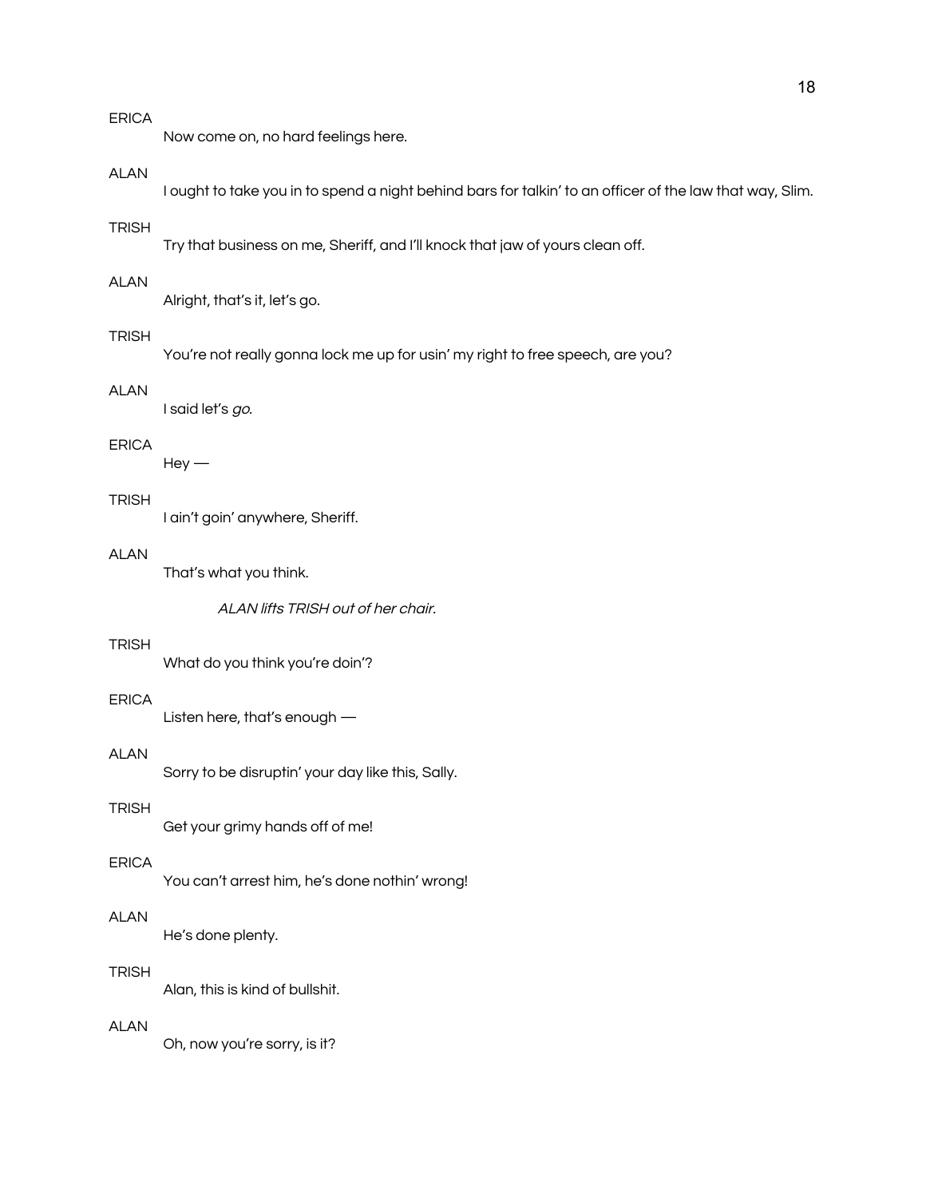ERICA

Now come on, no hard feelings here.

ALAN

I ought to take you in to spend a night behind bars for talkin' to an officer of the law that way, Slim.

TRISH

Try that business on me, Sheriff, and I'll knock that jaw of yours clean off.

ALAN

Alright, that's it, let's go.

TRISH

You're not really gonna lock me up for usin' my right to free speech, are you?

ALAN

I said let's *go*.

ERICA

Hey —

TRISH

I ain't goin' anywhere, Sheriff.

ALAN

That's what you think.

*ALAN lifts TRISH out of her chair.*

TRISH

What do you think you're doin'?

ERICA

Listen here, that's enough —

ALAN

Sorry to be disruptin' your day like this, Sally.

TRISH

Get your grimy hands off of me!

ERICA

You can't arrest him, he's done nothin' wrong!

ALAN

He's done plenty.

TRISH

Alan, this is kind of bullshit.

ALAN

Oh, now you're sorry, is it?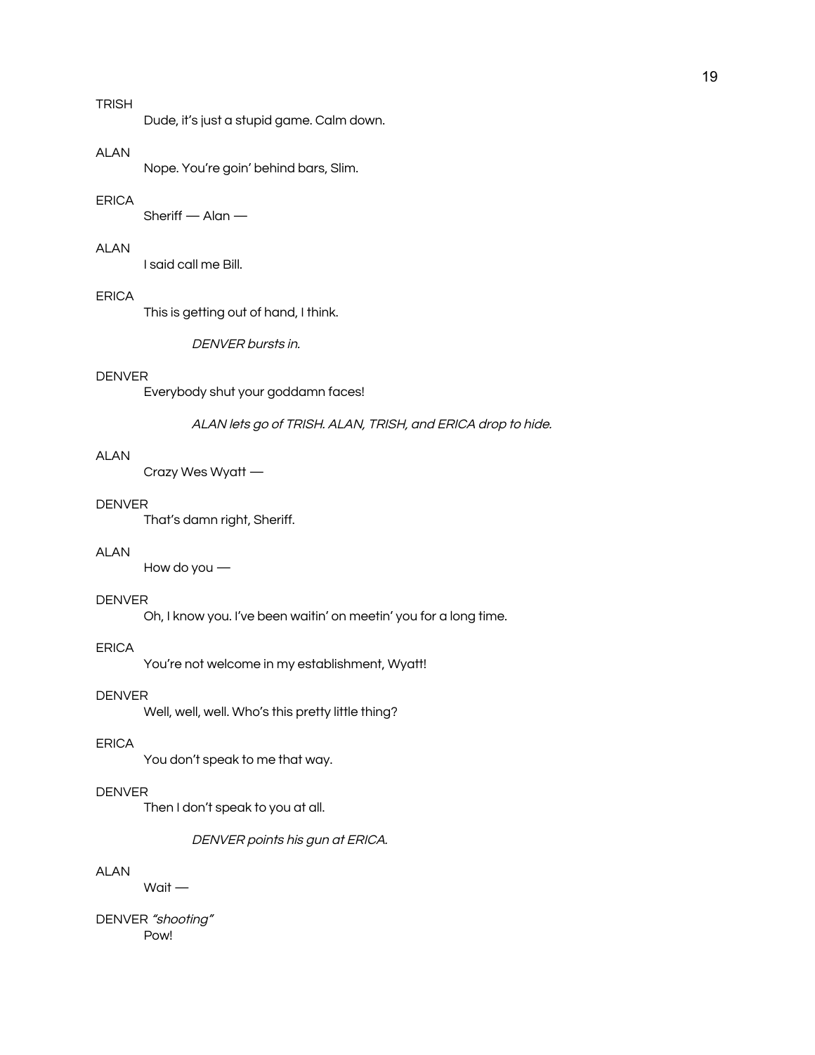TRISH

Dude, it's just a stupid game. Calm down.

ALAN

Nope. You're goin' behind bars, Slim.

ERICA

Sheriff — Alan —

ALAN

I said call me Bill.

ERICA

This is getting out of hand, I think.

*DENVER bursts in.*

DENVER

Everybody shut your goddamn faces!

*ALAN lets go of TRISH. ALAN, TRISH, and ERICA drop to hide.*

ALAN

Crazy Wes Wyatt —

DENVER

That's damn right, Sheriff.

ALAN

How do you —

DENVER

Oh, I know you. I've been waitin' on meetin' you for a long time.

ERICA

You're not welcome in my establishment, Wyatt!

DENVER

Well, well, well. Who's this pretty little thing?

ERICA

You don't speak to me that way.

DENVER

Then I don't speak to you at all.

*DENVER points his gun at ERICA.*

ALAN

Wait —

DENVER *"shooting"*

Pow!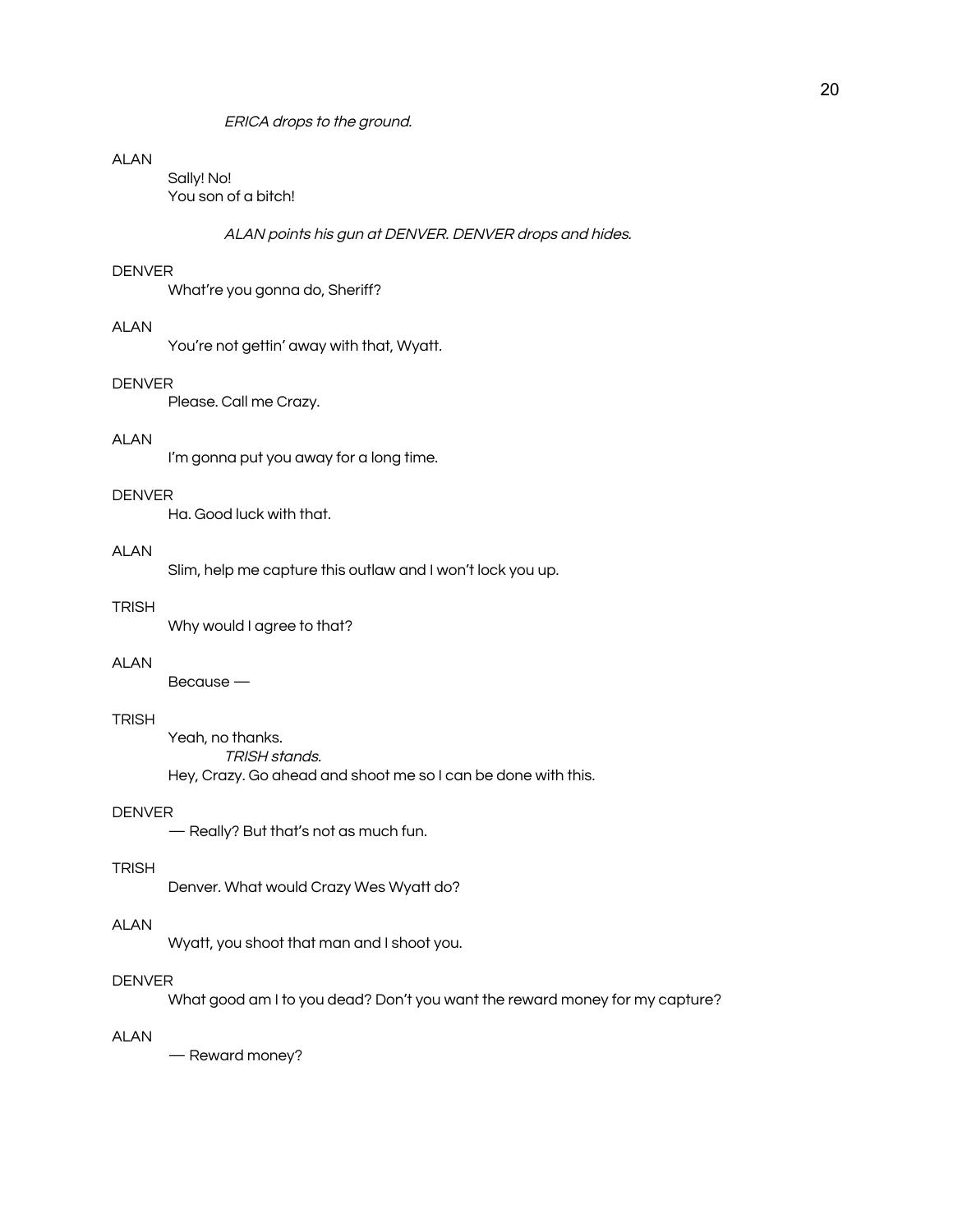*ERICA drops to the ground.*

ALAN

Sally! No!
You son of a bitch!

*ALAN points his gun at DENVER. DENVER drops and hides.*

DENVER

What're you gonna do, Sheriff?

ALAN

You're not gettin' away with that, Wyatt.

DENVER

Please. Call me Crazy.

ALAN

I'm gonna put you away for a long time.

DENVER

Ha. Good luck with that.

ALAN

Slim, help me capture this outlaw and I won't lock you up.

TRISH

Why would I agree to that?

ALAN

Because —

TRISH

Yeah, no thanks.
*TRISH stands.*
Hey, Crazy. Go ahead and shoot me so I can be done with this.

DENVER

— Really? But that's not as much fun.

TRISH

Denver. What would Crazy Wes Wyatt do?

ALAN

Wyatt, you shoot that man and I shoot you.

DENVER

What good am I to you dead? Don't you want the reward money for my capture?

ALAN

— Reward money?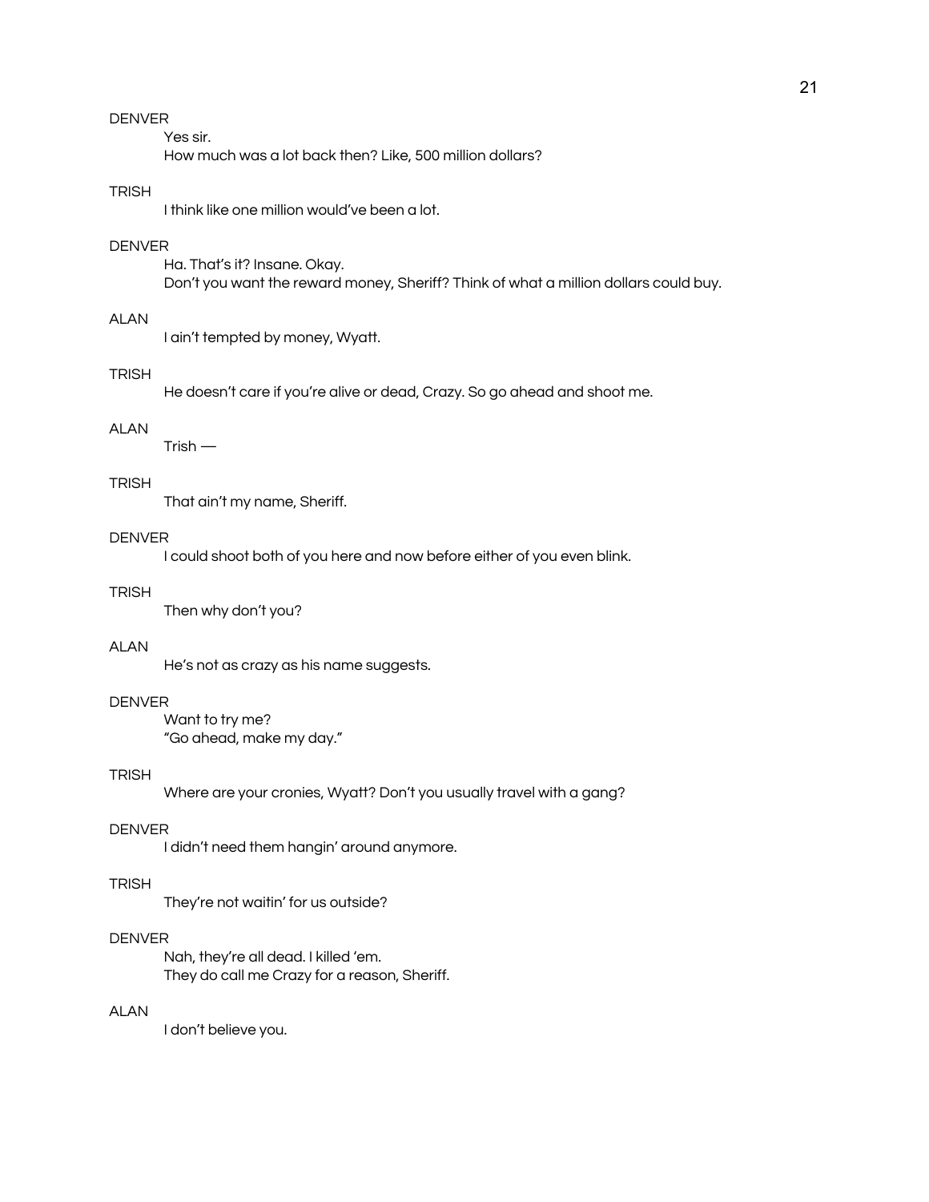DENVER

Yes sir.
How much was a lot back then? Like, 500 million dollars?

TRISH

I think like one million would've been a lot.

DENVER

Ha. That's it? Insane. Okay.
Don't you want the reward money, Sheriff? Think of what a million dollars could buy.

ALAN

I ain't tempted by money, Wyatt.

TRISH

He doesn't care if you're alive or dead, Crazy. So go ahead and shoot me.

ALAN

Trish —

TRISH

That ain't my name, Sheriff.

DENVER

I could shoot both of you here and now before either of you even blink.

TRISH

Then why don't you?

ALAN

He's not as crazy as his name suggests.

DENVER

Want to try me?
"Go ahead, make my day."

TRISH

Where are your cronies, Wyatt? Don't you usually travel with a gang?

DENVER

I didn't need them hangin' around anymore.

TRISH

They're not waitin' for us outside?

DENVER

Nah, they're all dead. I killed 'em.
They do call me Crazy for a reason, Sheriff.

ALAN

I don't believe you.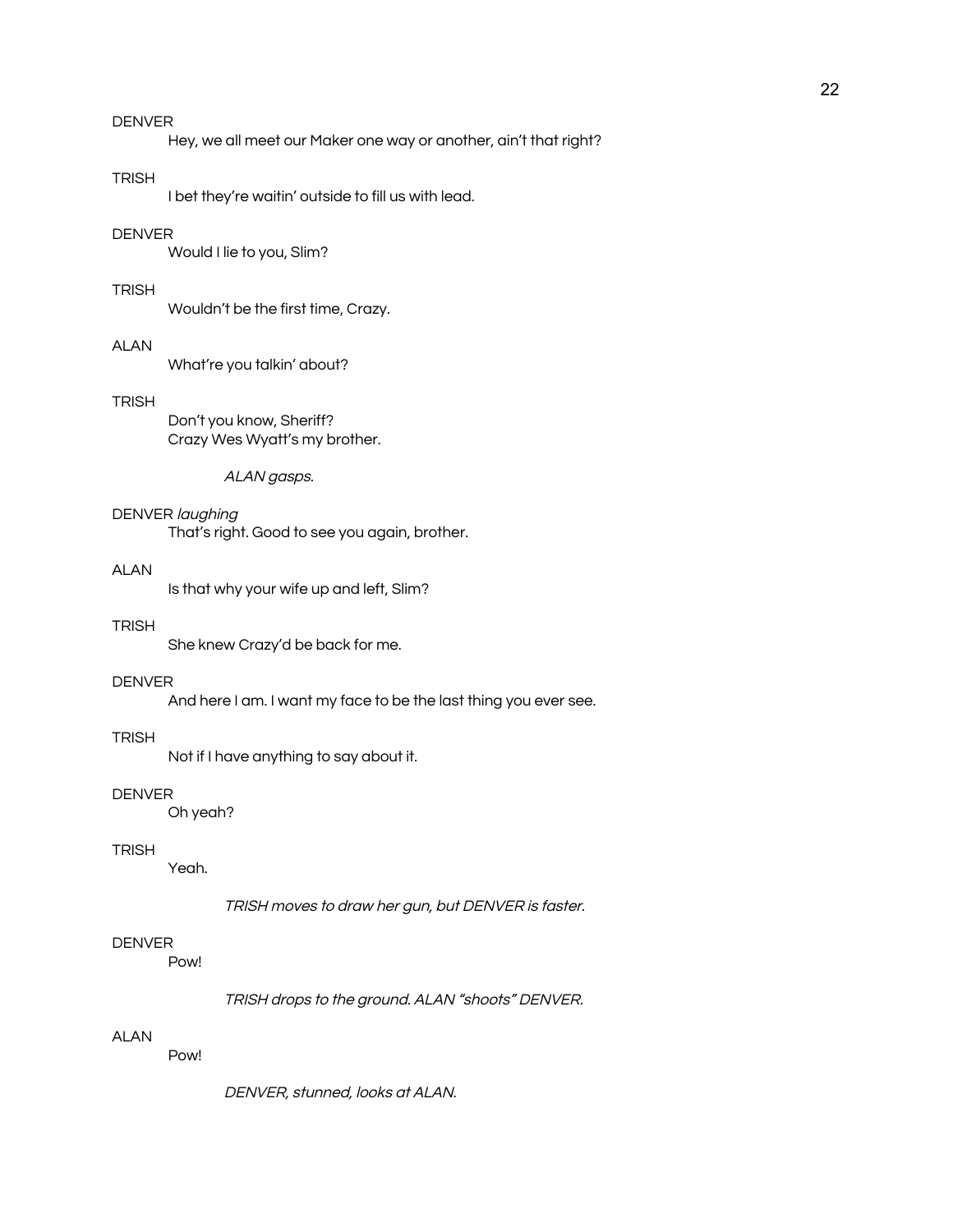DENVER

Hey, we all meet our Maker one way or another, ain't that right?

TRISH

I bet they're waitin' outside to fill us with lead.

DENVER

Would I lie to you, Slim?

TRISH

Wouldn't be the first time, Crazy.

ALAN

What're you talkin' about?

TRISH

Don't you know, Sheriff?
Crazy Wes Wyatt's my brother.

*ALAN gasps.*

DENVER *laughing*

That's right. Good to see you again, brother.

ALAN

Is that why your wife up and left, Slim?

TRISH

She knew Crazy'd be back for me.

DENVER

And here I am. I want my face to be the last thing you ever see.

TRISH

Not if I have anything to say about it.

DENVER

Oh yeah?

TRISH

Yeah.

*TRISH moves to draw her gun, but DENVER is faster.*

DENVER

Pow!

*TRISH drops to the ground. ALAN "shoots" DENVER.*

ALAN

Pow!

*DENVER, stunned, looks at ALAN.*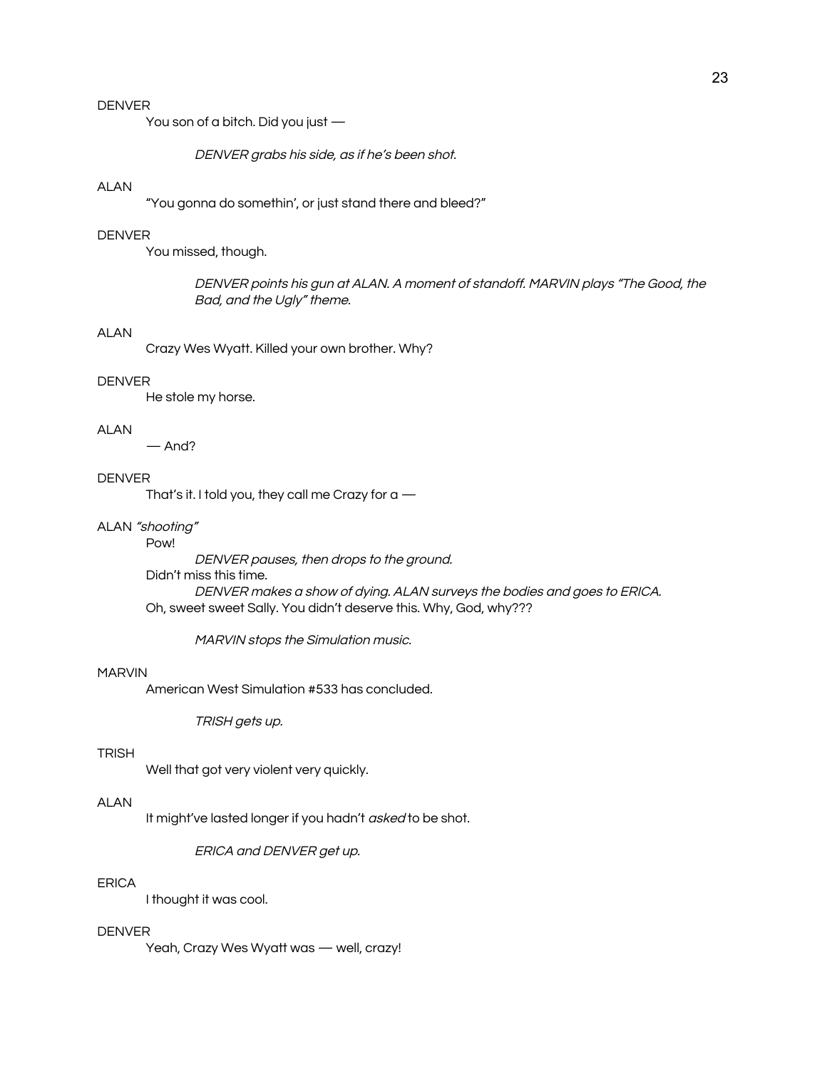DENVER

You son of a bitch. Did you just —

*DENVER grabs his side, as if he's been shot.*

ALAN

"You gonna do somethin', or just stand there and bleed?"

DENVER

You missed, though.

*DENVER points his gun at ALAN. A moment of standoff. MARVIN plays "The Good, the Bad, and the Ugly" theme.*

ALAN

Crazy Wes Wyatt. Killed your own brother. Why?

DENVER

He stole my horse.

ALAN

— And?

DENVER

That's it. I told you, they call me Crazy for a —

ALAN *"shooting"*

Pow!

*DENVER pauses, then drops to the ground.*

Didn't miss this time.

*DENVER makes a show of dying. ALAN surveys the bodies and goes to ERICA.*

Oh, sweet sweet Sally. You didn't deserve this. Why, God, why???

*MARVIN stops the Simulation music.*

MARVIN

American West Simulation #533 has concluded.

*TRISH gets up.*

TRISH

Well that got very violent very quickly.

ALAN

It might've lasted longer if you hadn't *asked* to be shot.

*ERICA and DENVER get up.*

ERICA

I thought it was cool.

DENVER

Yeah, Crazy Wes Wyatt was — well, crazy!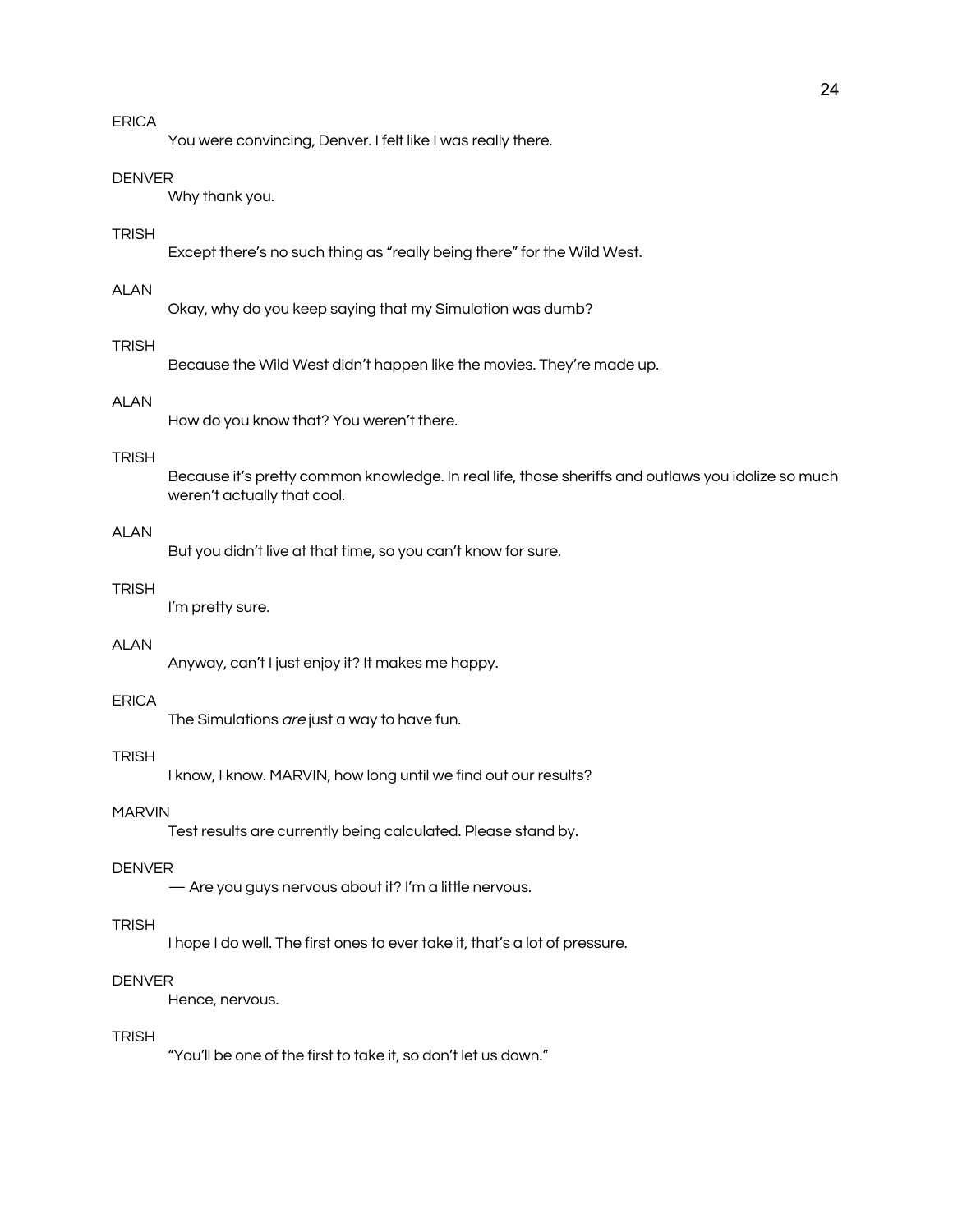ERICA
You were convincing, Denver. I felt like I was really there.

DENVER
Why thank you.

TRISH
Except there's no such thing as "really being there" for the Wild West.

ALAN
Okay, why do you keep saying that my Simulation was dumb?

TRISH
Because the Wild West didn't happen like the movies. They're made up.

ALAN
How do you know that? You weren't there.

TRISH
Because it's pretty common knowledge. In real life, those sheriffs and outlaws you idolize so much weren't actually that cool.

ALAN
But you didn't live at that time, so you can't know for sure.

TRISH
I'm pretty sure.

ALAN
Anyway, can't I just enjoy it? It makes me happy.

ERICA
The Simulations *are* just a way to have fun.

TRISH
I know, I know. MARVIN, how long until we find out our results?

MARVIN
Test results are currently being calculated. Please stand by.

DENVER
— Are you guys nervous about it? I'm a little nervous.

TRISH
I hope I do well. The first ones to ever take it, that's a lot of pressure.

DENVER
Hence, nervous.

TRISH
"You'll be one of the first to take it, so don't let us down."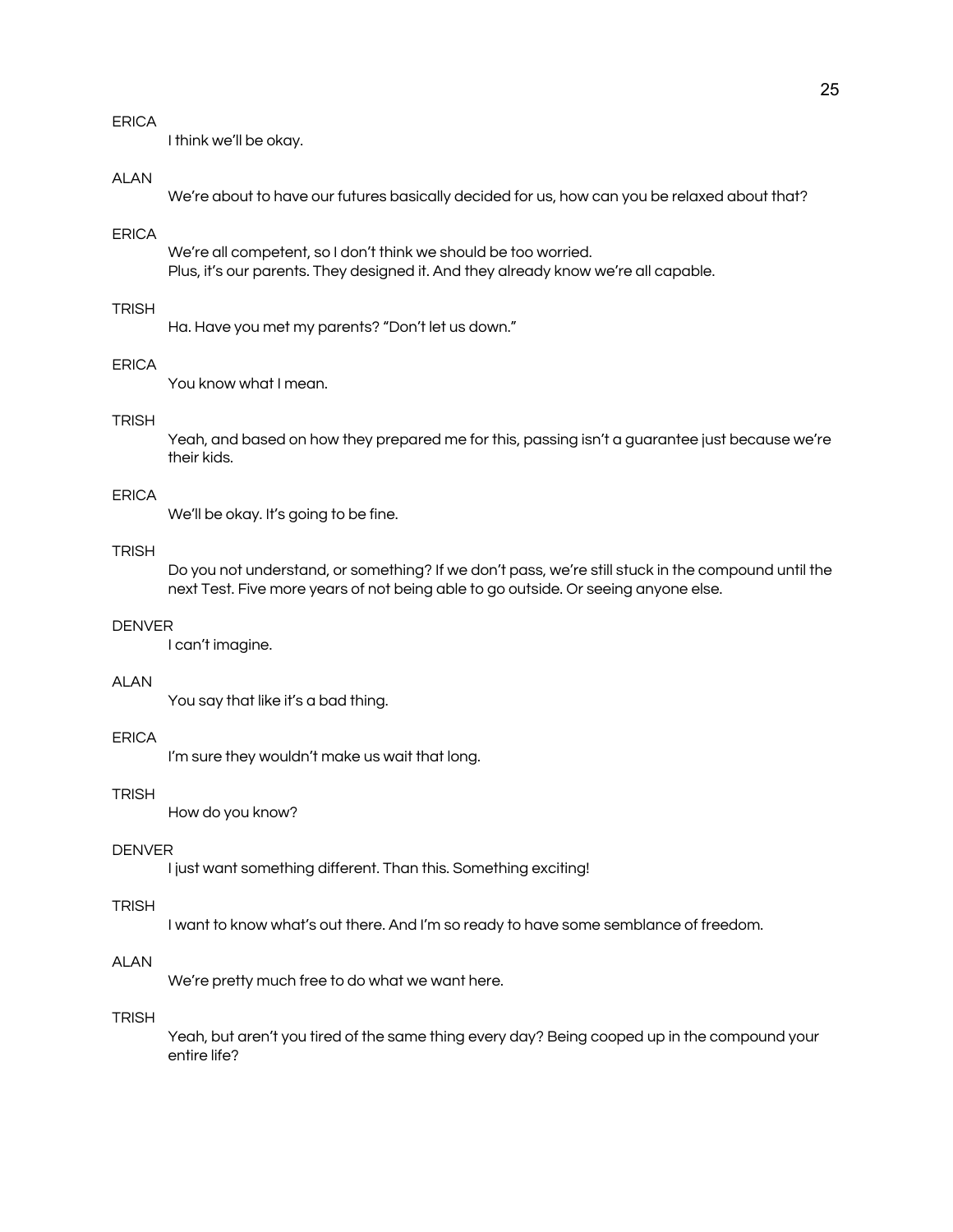ERICA

I think we'll be okay.

ALAN

We're about to have our futures basically decided for us, how can you be relaxed about that?

ERICA

We're all competent, so I don't think we should be too worried.
Plus, it's our parents. They designed it. And they already know we're all capable.

TRISH

Ha. Have you met my parents? "Don't let us down."

ERICA

You know what I mean.

TRISH

Yeah, and based on how they prepared me for this, passing isn't a guarantee just because we're their kids.

ERICA

We'll be okay. It's going to be fine.

TRISH

Do you not understand, or something? If we don't pass, we're still stuck in the compound until the next Test. Five more years of not being able to go outside. Or seeing anyone else.

DENVER

I can't imagine.

ALAN

You say that like it's a bad thing.

ERICA

I'm sure they wouldn't make us wait that long.

TRISH

How do you know?

DENVER

I just want something different. Than this. Something exciting!

TRISH

I want to know what's out there. And I'm so ready to have some semblance of freedom.

ALAN

We're pretty much free to do what we want here.

TRISH

Yeah, but aren't you tired of the same thing every day? Being cooped up in the compound your entire life?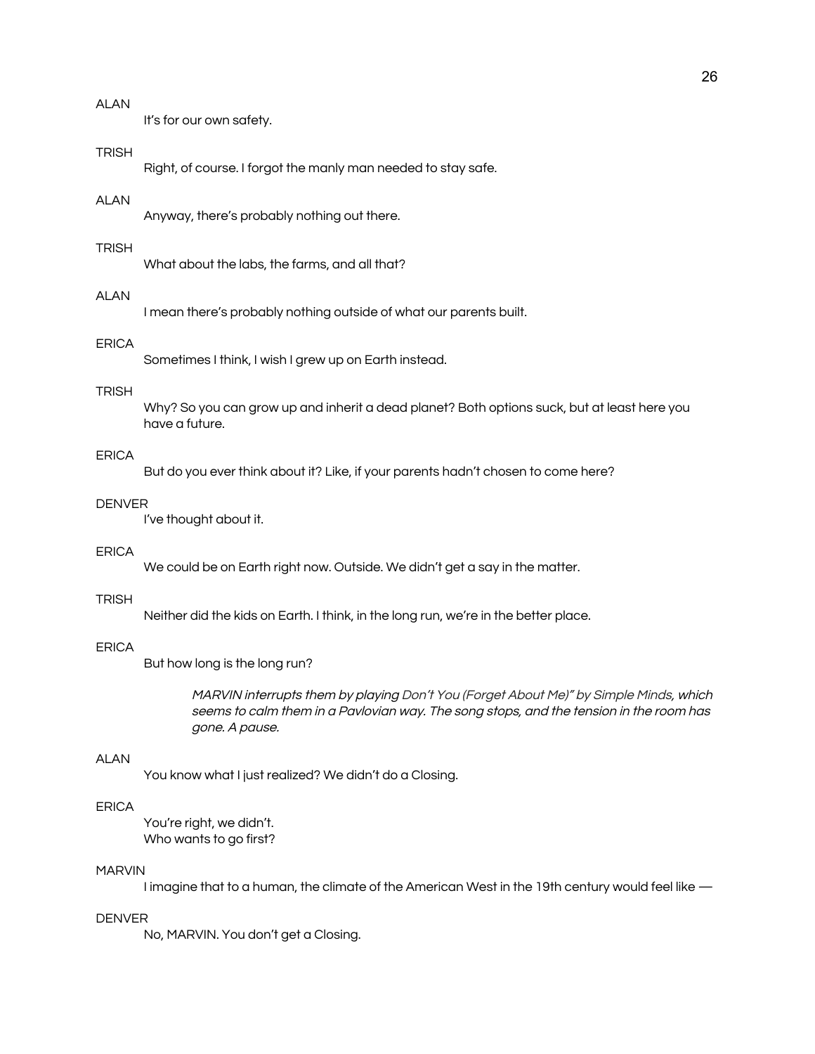ALAN

It's for our own safety.

TRISH

Right, of course. I forgot the manly man needed to stay safe.

ALAN

Anyway, there's probably nothing out there.

TRISH

What about the labs, the farms, and all that?

ALAN

I mean there's probably nothing outside of what our parents built.

ERICA

Sometimes I think, I wish I grew up on Earth instead.

TRISH

Why? So you can grow up and inherit a dead planet? Both options suck, but at least here you have a future.

ERICA

But do you ever think about it? Like, if your parents hadn't chosen to come here?

DENVER

I've thought about it.

ERICA

We could be on Earth right now. Outside. We didn't get a say in the matter.

TRISH

Neither did the kids on Earth. I think, in the long run, we're in the better place.

ERICA

But how long is the long run?

*MARVIN interrupts them by playing* Don't You (Forget About Me)" by Simple Minds*, which seems to calm them in a Pavlovian way. The song stops, and the tension in the room has gone. A pause.*

ALAN

You know what I just realized? We didn't do a Closing.

ERICA

You're right, we didn't.
Who wants to go first?

MARVIN

I imagine that to a human, the climate of the American West in the 19th century would feel like —

DENVER

No, MARVIN. You don't get a Closing.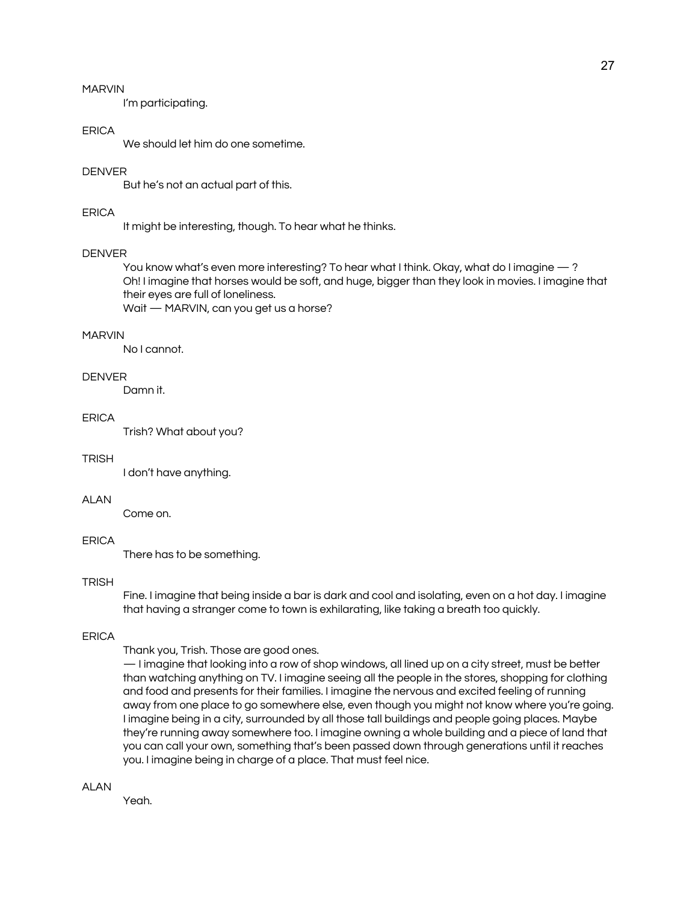MARVIN

I'm participating.

ERICA

We should let him do one sometime.

DENVER

But he's not an actual part of this.

ERICA

It might be interesting, though. To hear what he thinks.

DENVER

You know what's even more interesting? To hear what I think. Okay, what do I imagine — ?
Oh! I imagine that horses would be soft, and huge, bigger than they look in movies. I imagine that their eyes are full of loneliness.
Wait — MARVIN, can you get us a horse?

MARVIN

No I cannot.

DENVER

Damn it.

ERICA

Trish? What about you?

TRISH

I don't have anything.

ALAN

Come on.

ERICA

There has to be something.

TRISH

Fine. I imagine that being inside a bar is dark and cool and isolating, even on a hot day. I imagine that having a stranger come to town is exhilarating, like taking a breath too quickly.

ERICA

Thank you, Trish. Those are good ones.
— I imagine that looking into a row of shop windows, all lined up on a city street, must be better than watching anything on TV. I imagine seeing all the people in the stores, shopping for clothing and food and presents for their families. I imagine the nervous and excited feeling of running away from one place to go somewhere else, even though you might not know where you're going. I imagine being in a city, surrounded by all those tall buildings and people going places. Maybe they're running away somewhere too. I imagine owning a whole building and a piece of land that you can call your own, something that's been passed down through generations until it reaches you. I imagine being in charge of a place. That must feel nice.

ALAN

Yeah.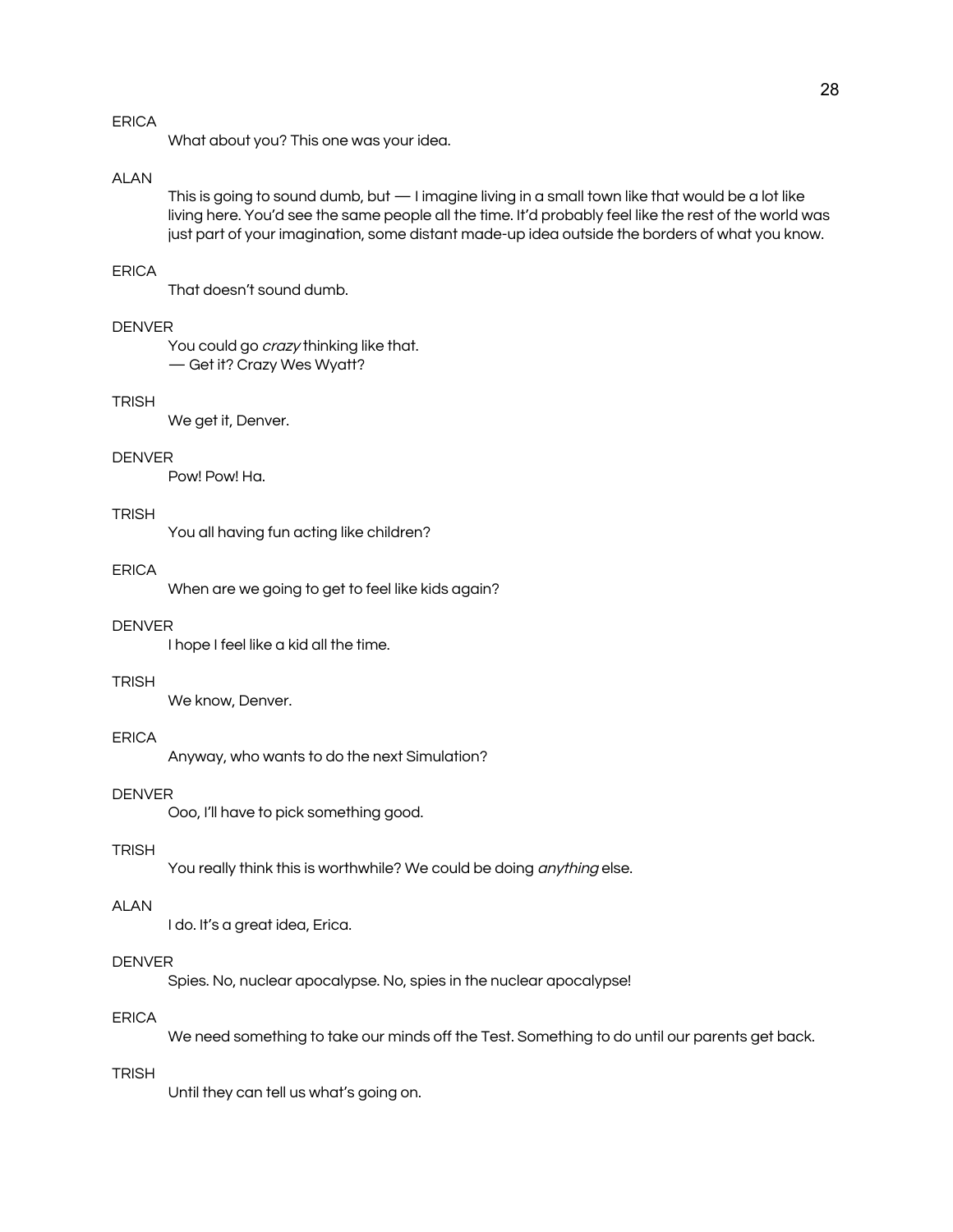ERICA

What about you? This one was your idea.

ALAN

This is going to sound dumb, but — I imagine living in a small town like that would be a lot like living here. You'd see the same people all the time. It'd probably feel like the rest of the world was just part of your imagination, some distant made-up idea outside the borders of what you know.

ERICA

That doesn't sound dumb.

DENVER

You could go *crazy* thinking like that.
— Get it? Crazy Wes Wyatt?

TRISH

We get it, Denver.

DENVER

Pow! Pow! Ha.

TRISH

You all having fun acting like children?

ERICA

When are we going to get to feel like kids again?

DENVER

I hope I feel like a kid all the time.

TRISH

We know, Denver.

ERICA

Anyway, who wants to do the next Simulation?

DENVER

Ooo, I'll have to pick something good.

TRISH

You really think this is worthwhile? We could be doing *anything* else.

ALAN

I do. It's a great idea, Erica.

DENVER

Spies. No, nuclear apocalypse. No, spies in the nuclear apocalypse!

ERICA

We need something to take our minds off the Test. Something to do until our parents get back.

TRISH

Until they can tell us what's going on.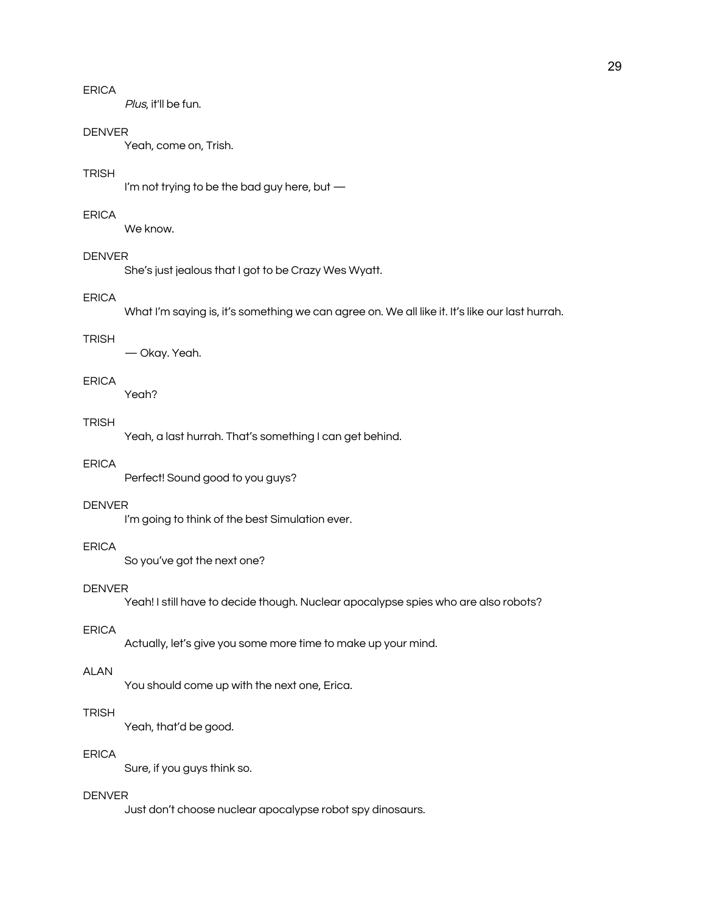ERICA

*Plus*, it'll be fun.

DENVER

Yeah, come on, Trish.

TRISH

I'm not trying to be the bad guy here, but —

ERICA

We know.

DENVER

She's just jealous that I got to be Crazy Wes Wyatt.

ERICA

What I'm saying is, it's something we can agree on. We all like it. It's like our last hurrah.

TRISH

— Okay. Yeah.

ERICA

Yeah?

TRISH

Yeah, a last hurrah. That's something I can get behind.

ERICA

Perfect! Sound good to you guys?

DENVER

I'm going to think of the best Simulation ever.

ERICA

So you've got the next one?

DENVER

Yeah! I still have to decide though. Nuclear apocalypse spies who are also robots?

ERICA

Actually, let's give you some more time to make up your mind.

ALAN

You should come up with the next one, Erica.

TRISH

Yeah, that'd be good.

ERICA

Sure, if you guys think so.

DENVER

Just don't choose nuclear apocalypse robot spy dinosaurs.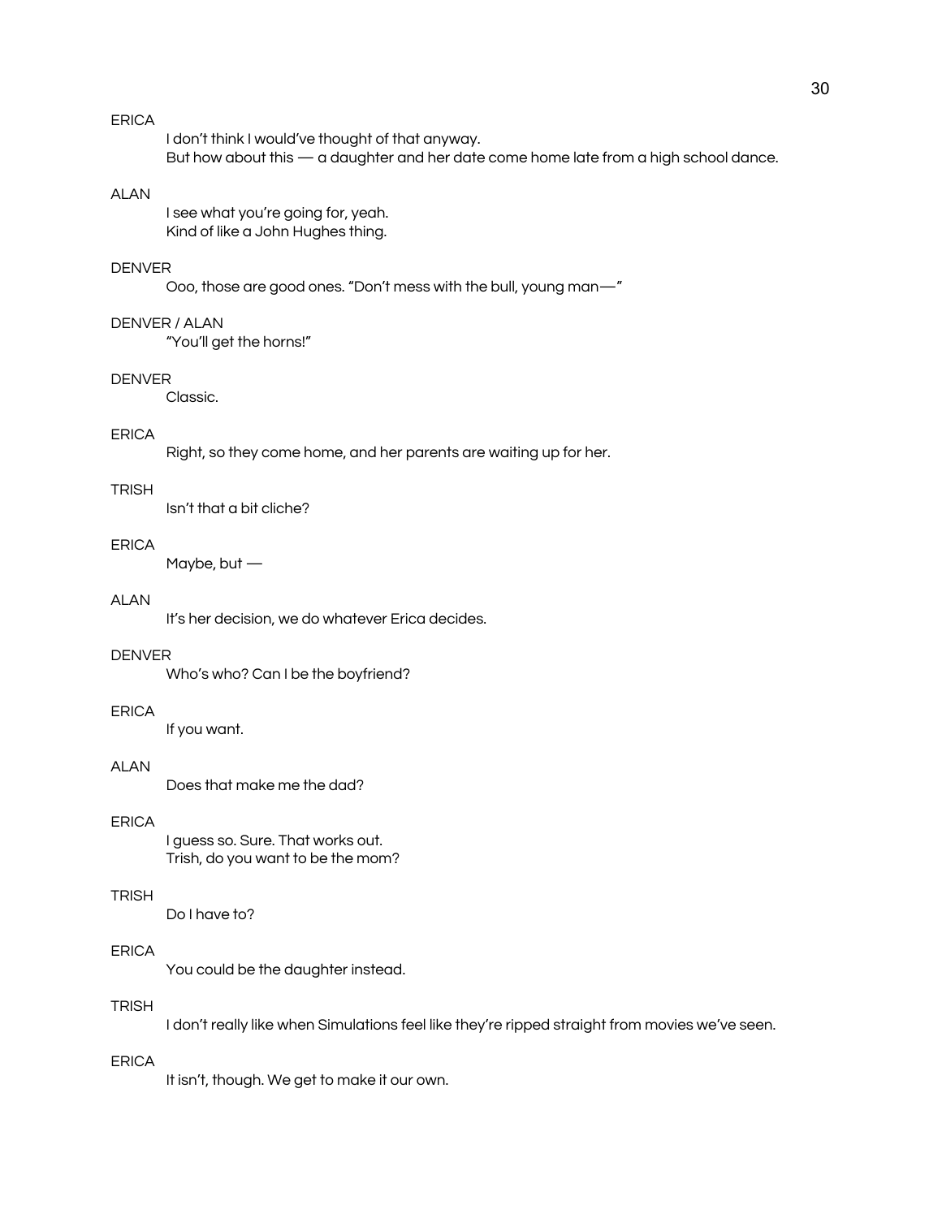ERICA

I don't think I would've thought of that anyway.
But how about this — a daughter and her date come home late from a high school dance.

ALAN

I see what you're going for, yeah.
Kind of like a John Hughes thing.

DENVER

Ooo, those are good ones. "Don't mess with the bull, young man—"

DENVER / ALAN

"You'll get the horns!"

DENVER

Classic.

ERICA

Right, so they come home, and her parents are waiting up for her.

TRISH

Isn't that a bit cliche?

ERICA

Maybe, but —

ALAN

It's her decision, we do whatever Erica decides.

DENVER

Who's who? Can I be the boyfriend?

ERICA

If you want.

ALAN

Does that make me the dad?

ERICA

I guess so. Sure. That works out.
Trish, do you want to be the mom?

TRISH

Do I have to?

ERICA

You could be the daughter instead.

TRISH

I don't really like when Simulations feel like they're ripped straight from movies we've seen.

ERICA

It isn't, though. We get to make it our own.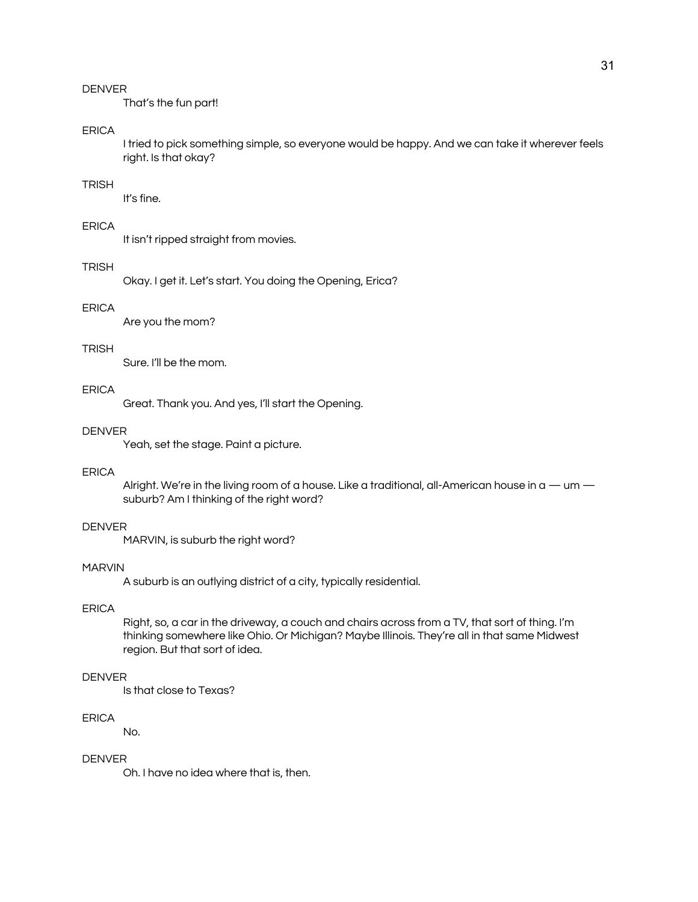DENVER

That's the fun part!

ERICA

I tried to pick something simple, so everyone would be happy. And we can take it wherever feels right. Is that okay?

TRISH

It's fine.

ERICA

It isn't ripped straight from movies.

TRISH

Okay. I get it. Let's start. You doing the Opening, Erica?

ERICA

Are you the mom?

TRISH

Sure. I'll be the mom.

ERICA

Great. Thank you. And yes, I'll start the Opening.

DENVER

Yeah, set the stage. Paint a picture.

ERICA

Alright. We're in the living room of a house. Like a traditional, all-American house in a — um — suburb? Am I thinking of the right word?

DENVER

MARVIN, is suburb the right word?

MARVIN

A suburb is an outlying district of a city, typically residential.

ERICA

Right, so, a car in the driveway, a couch and chairs across from a TV, that sort of thing. I'm thinking somewhere like Ohio. Or Michigan? Maybe Illinois. They're all in that same Midwest region. But that sort of idea.

DENVER

Is that close to Texas?

ERICA

No.

DENVER

Oh. I have no idea where that is, then.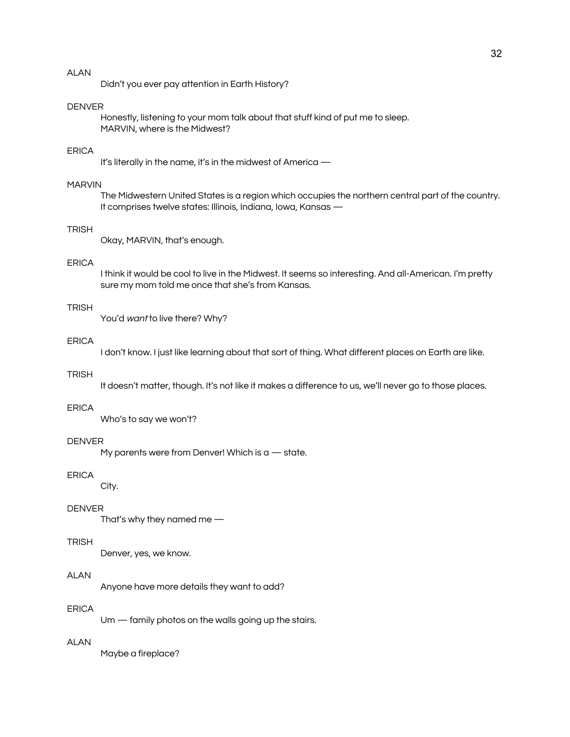ALAN

Didn't you ever pay attention in Earth History?

DENVER

Honestly, listening to your mom talk about that stuff kind of put me to sleep.
MARVIN, where is the Midwest?

ERICA

It's literally in the name, it's in the midwest of America —

MARVIN

The Midwestern United States is a region which occupies the northern central part of the country. It comprises twelve states: Illinois, Indiana, Iowa, Kansas —

TRISH

Okay, MARVIN, that's enough.

ERICA

I think it would be cool to live in the Midwest. It seems so interesting. And all-American. I'm pretty sure my mom told me once that she's from Kansas.

TRISH

You'd *want* to live there? Why?

ERICA

I don't know. I just like learning about that sort of thing. What different places on Earth are like.

TRISH

It doesn't matter, though. It's not like it makes a difference to us, we'll never go to those places.

ERICA

Who's to say we won't?

DENVER

My parents were from Denver! Which is a — state.

ERICA

City.

DENVER

That's why they named me —

TRISH

Denver, yes, we know.

ALAN

Anyone have more details they want to add?

ERICA

Um — family photos on the walls going up the stairs.

ALAN

Maybe a fireplace?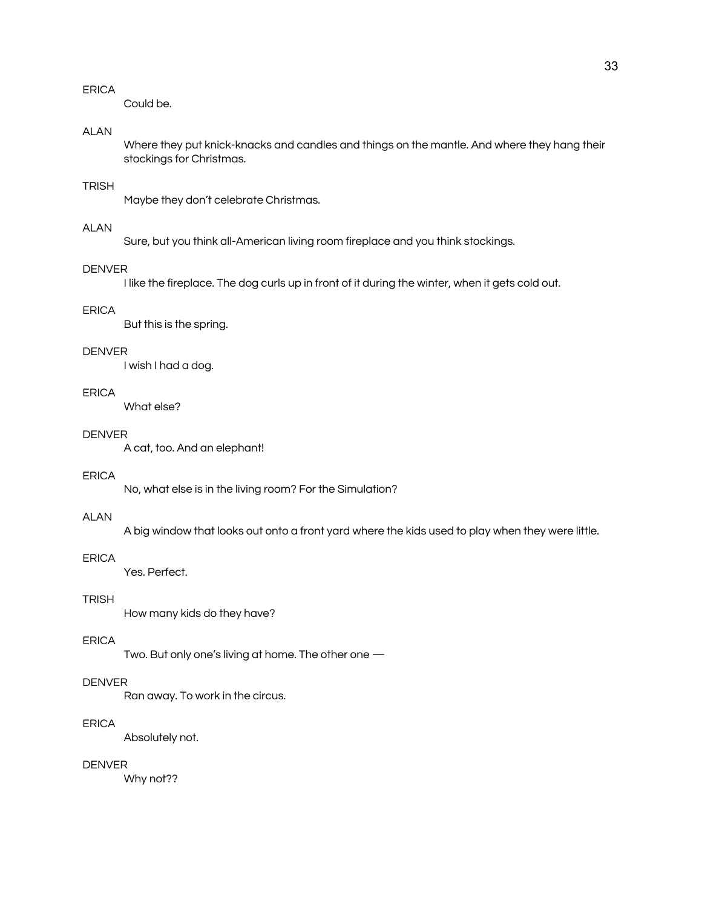ERICA

Could be.

ALAN

Where they put knick-knacks and candles and things on the mantle. And where they hang their stockings for Christmas.

TRISH

Maybe they don't celebrate Christmas.

ALAN

Sure, but you think all-American living room fireplace and you think stockings.

DENVER

I like the fireplace. The dog curls up in front of it during the winter, when it gets cold out.

ERICA

But this is the spring.

DENVER

I wish I had a dog.

ERICA

What else?

DENVER

A cat, too. And an elephant!

ERICA

No, what else is in the living room? For the Simulation?

ALAN

A big window that looks out onto a front yard where the kids used to play when they were little.

ERICA

Yes. Perfect.

TRISH

How many kids do they have?

ERICA

Two. But only one's living at home. The other one —

DENVER

Ran away. To work in the circus.

ERICA

Absolutely not.

DENVER

Why not??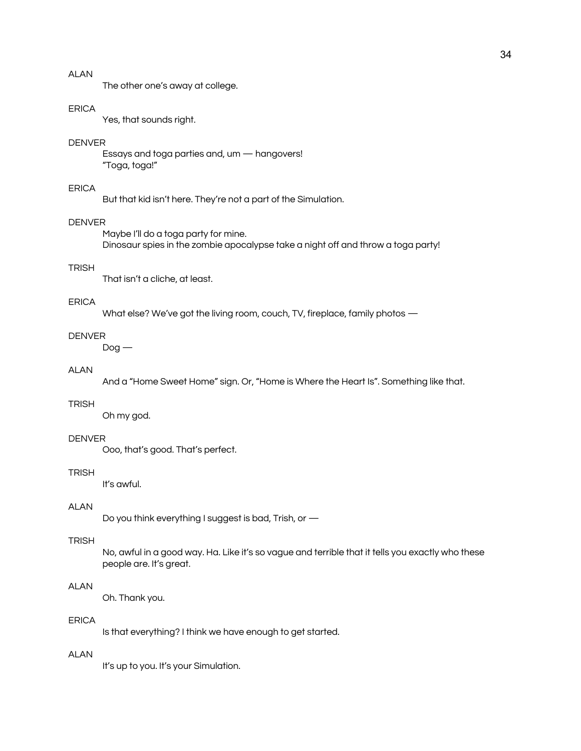ALAN

The other one's away at college.

ERICA

Yes, that sounds right.

DENVER

Essays and toga parties and, um — hangovers!
"Toga, toga!"

ERICA

But that kid isn't here. They're not a part of the Simulation.

DENVER

Maybe I'll do a toga party for mine.
Dinosaur spies in the zombie apocalypse take a night off and throw a toga party!

TRISH

That isn't a cliche, at least.

ERICA

What else? We've got the living room, couch, TV, fireplace, family photos —

DENVER

Dog —

ALAN

And a "Home Sweet Home" sign. Or, "Home is Where the Heart Is". Something like that.

TRISH

Oh my god.

DENVER

Ooo, that's good. That's perfect.

TRISH

It's awful.

ALAN

Do you think everything I suggest is bad, Trish, or —

TRISH

No, awful in a good way. Ha. Like it's so vague and terrible that it tells you exactly who these people are. It's great.

ALAN

Oh. Thank you.

ERICA

Is that everything? I think we have enough to get started.

ALAN

It's up to you. It's your Simulation.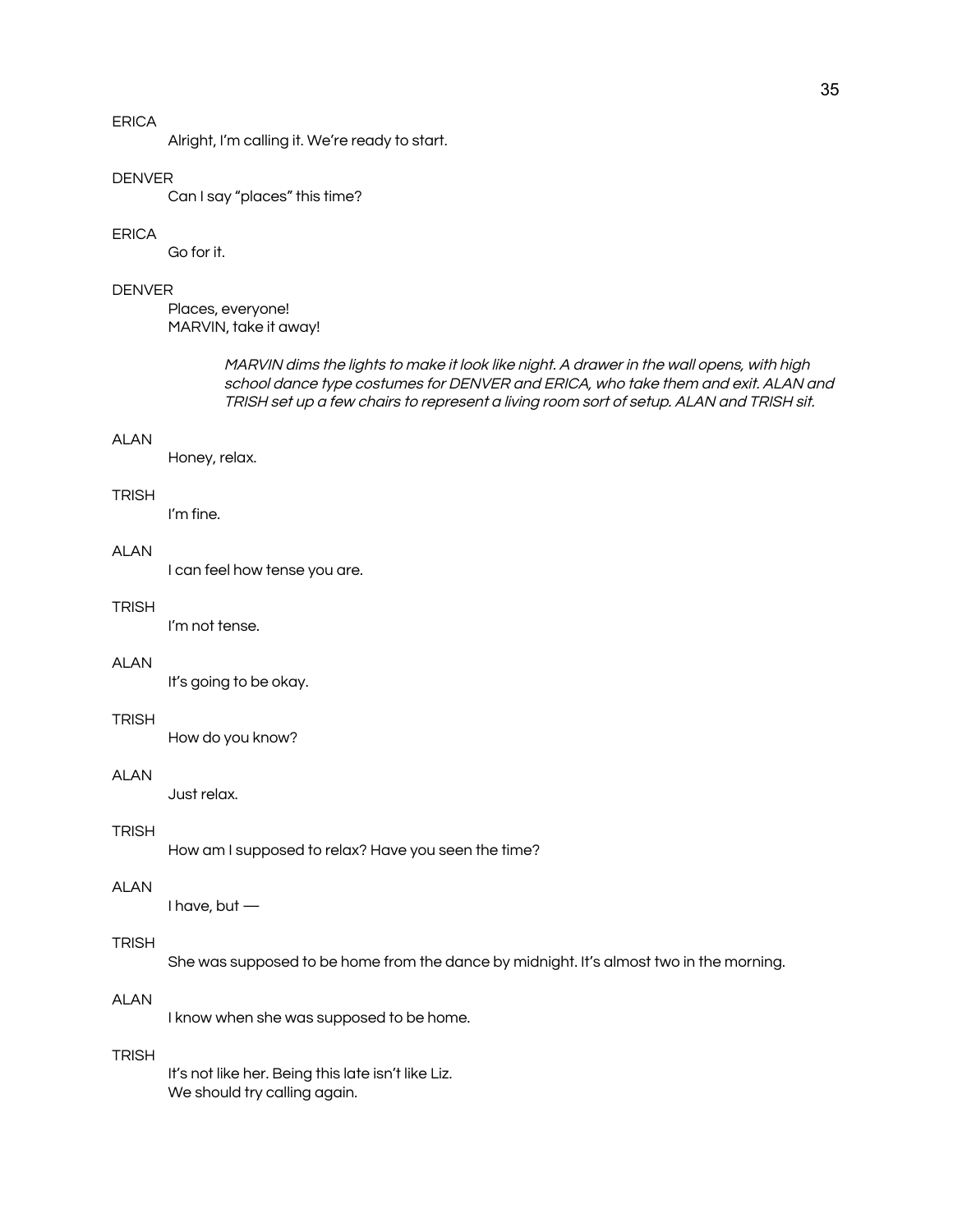ERICA

Alright, I'm calling it. We're ready to start.

DENVER

Can I say "places" this time?

ERICA

Go for it.

DENVER

Places, everyone!
MARVIN, take it away!

*MARVIN dims the lights to make it look like night. A drawer in the wall opens, with high school dance type costumes for DENVER and ERICA, who take them and exit. ALAN and TRISH set up a few chairs to represent a living room sort of setup. ALAN and TRISH sit.*

ALAN

Honey, relax.

TRISH

I'm fine.

ALAN

I can feel how tense you are.

TRISH

I'm not tense.

ALAN

It's going to be okay.

TRISH

How do you know?

ALAN

Just relax.

TRISH

How am I supposed to relax? Have you seen the time?

ALAN

I have, but —

TRISH

She was supposed to be home from the dance by midnight. It's almost two in the morning.

ALAN

I know when she was supposed to be home.

TRISH

It's not like her. Being this late isn't like Liz.
We should try calling again.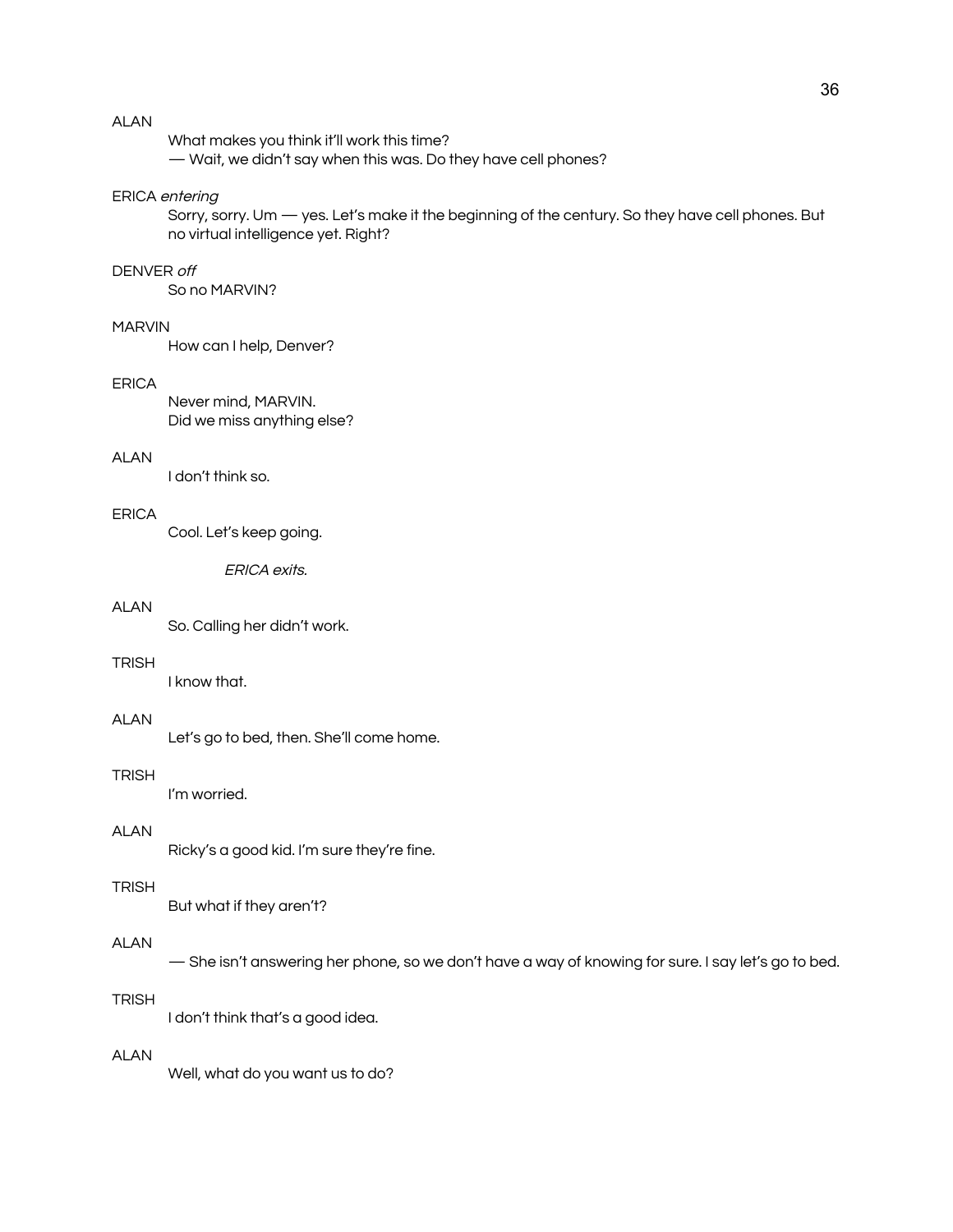ALAN

What makes you think it'll work this time?
— Wait, we didn't say when this was. Do they have cell phones?

ERICA *entering*

Sorry, sorry. Um — yes. Let's make it the beginning of the century. So they have cell phones. But no virtual intelligence yet. Right?

DENVER *off*

So no MARVIN?

MARVIN

How can I help, Denver?

ERICA

Never mind, MARVIN.
Did we miss anything else?

ALAN

I don't think so.

ERICA

Cool. Let's keep going.

*ERICA exits.*

ALAN

So. Calling her didn't work.

TRISH

I know that.

ALAN

Let's go to bed, then. She'll come home.

TRISH

I'm worried.

ALAN

Ricky's a good kid. I'm sure they're fine.

TRISH

But what if they aren't?

ALAN

— She isn't answering her phone, so we don't have a way of knowing for sure. I say let's go to bed.

TRISH

I don't think that's a good idea.

ALAN

Well, what do you want us to do?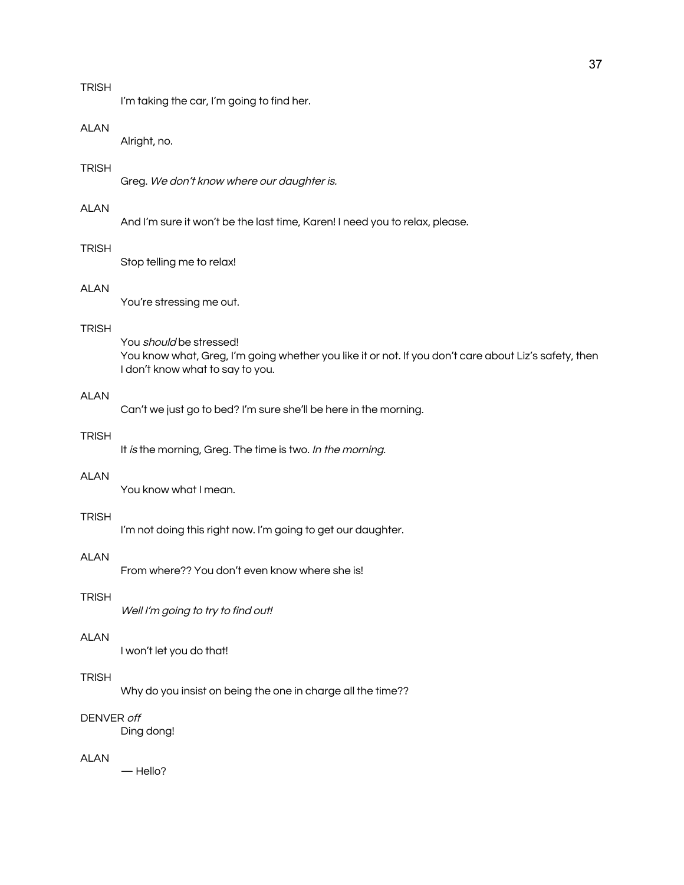TRISH

I'm taking the car, I'm going to find her.

ALAN

Alright, no.

TRISH

Greg. *We don't know where our daughter is.*

ALAN

And I'm sure it won't be the last time, Karen! I need you to relax, please.

TRISH

Stop telling me to relax!

ALAN

You're stressing me out.

TRISH

You *should* be stressed!
You know what, Greg, I'm going whether you like it or not. If you don't care about Liz's safety, then I don't know what to say to you.

ALAN

Can't we just go to bed? I'm sure she'll be here in the morning.

TRISH

It *is* the morning, Greg. The time is two. *In the morning.*

ALAN

You know what I mean.

TRISH

I'm not doing this right now. I'm going to get our daughter.

ALAN

From where?? You don't even know where she is!

TRISH

*Well I'm going to try to find out!*

ALAN

I won't let you do that!

TRISH

Why do you insist on being the one in charge all the time??

DENVER *off*

Ding dong!

ALAN

— Hello?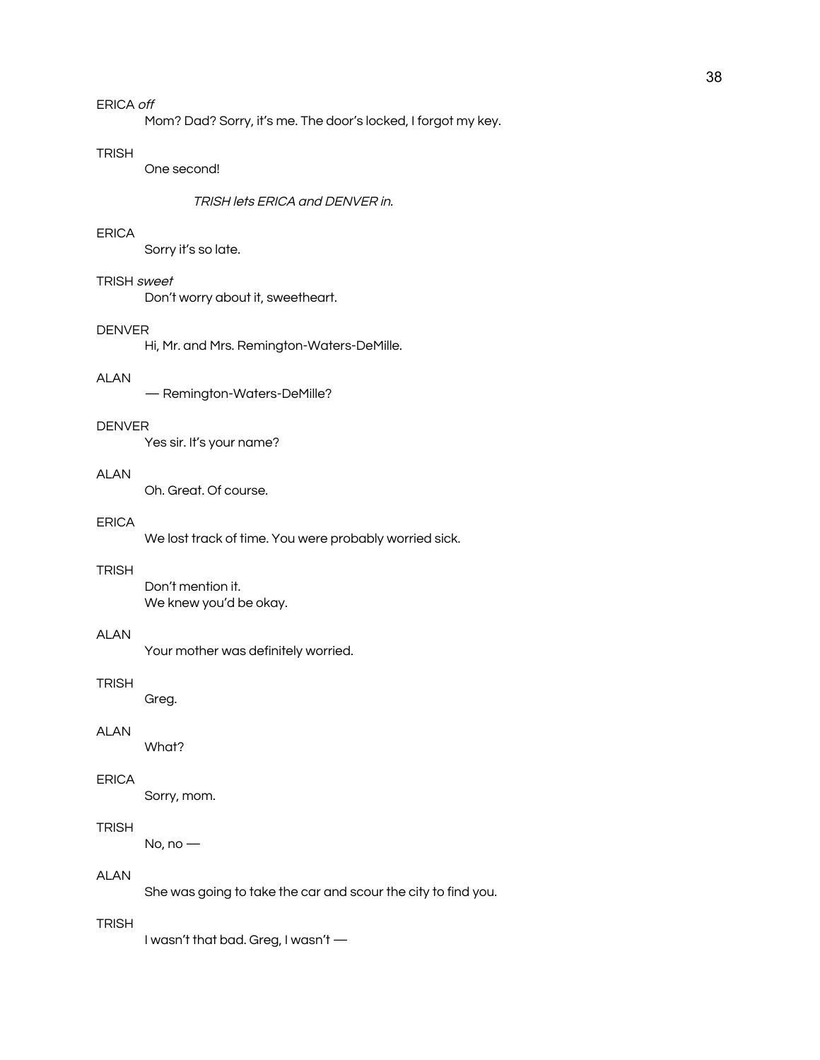ERICA *off*

Mom? Dad? Sorry, it's me. The door's locked, I forgot my key.

TRISH

One second!

*TRISH lets ERICA and DENVER in.*

ERICA

Sorry it's so late.

TRISH *sweet*

Don't worry about it, sweetheart.

DENVER

Hi, Mr. and Mrs. Remington-Waters-DeMille.

ALAN

— Remington-Waters-DeMille?

DENVER

Yes sir. It's your name?

ALAN

Oh. Great. Of course.

ERICA

We lost track of time. You were probably worried sick.

TRISH

Don't mention it.
We knew you'd be okay.

ALAN

Your mother was definitely worried.

TRISH

Greg.

ALAN

What?

ERICA

Sorry, mom.

TRISH

No, no —

ALAN

She was going to take the car and scour the city to find you.

TRISH

I wasn't that bad. Greg, I wasn't —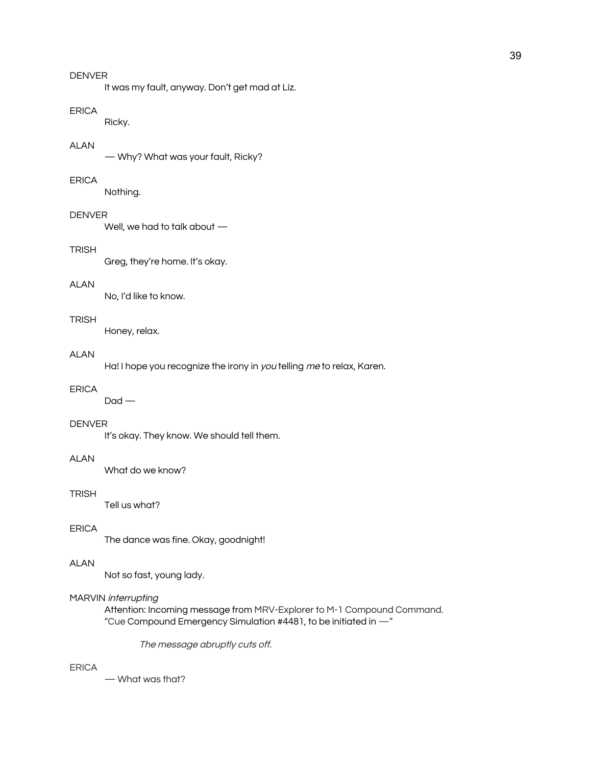DENVER

It was my fault, anyway. Don't get mad at Liz.

ERICA

Ricky.

ALAN

— Why? What was your fault, Ricky?

ERICA

Nothing.

DENVER

Well, we had to talk about —

TRISH

Greg, they're home. It's okay.

ALAN

No, I'd like to know.

TRISH

Honey, relax.

ALAN

Ha! I hope you recognize the irony in *you* telling *me* to relax, Karen.

ERICA

Dad —

DENVER

It's okay. They know. We should tell them.

ALAN

What do we know?

TRISH

Tell us what?

ERICA

The dance was fine. Okay, goodnight!

ALAN

Not so fast, young lady.

MARVIN *interrupting*

Attention: Incoming message from MRV-Explorer to M-1 Compound Command.
"Cue Compound Emergency Simulation #4481, to be initiated in —"

*The message abruptly cuts off.*

ERICA

— What was that?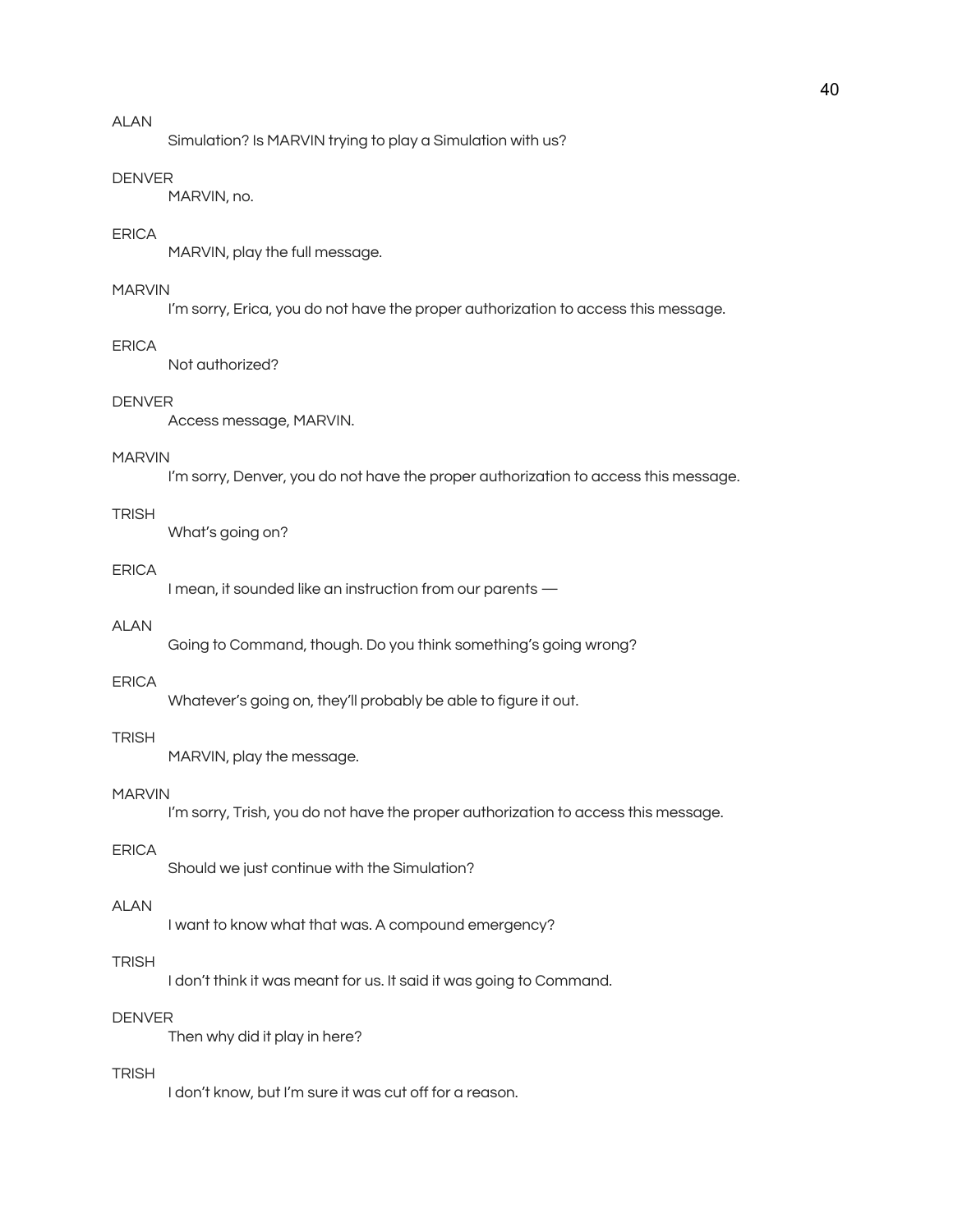ALAN

Simulation? Is MARVIN trying to play a Simulation with us?

DENVER

MARVIN, no.

ERICA

MARVIN, play the full message.

MARVIN

I'm sorry, Erica, you do not have the proper authorization to access this message.

ERICA

Not authorized?

DENVER

Access message, MARVIN.

MARVIN

I'm sorry, Denver, you do not have the proper authorization to access this message.

TRISH

What's going on?

ERICA

I mean, it sounded like an instruction from our parents —

ALAN

Going to Command, though. Do you think something's going wrong?

ERICA

Whatever's going on, they'll probably be able to figure it out.

TRISH

MARVIN, play the message.

MARVIN

I'm sorry, Trish, you do not have the proper authorization to access this message.

ERICA

Should we just continue with the Simulation?

ALAN

I want to know what that was. A compound emergency?

TRISH

I don't think it was meant for us. It said it was going to Command.

DENVER

Then why did it play in here?

TRISH

I don't know, but I'm sure it was cut off for a reason.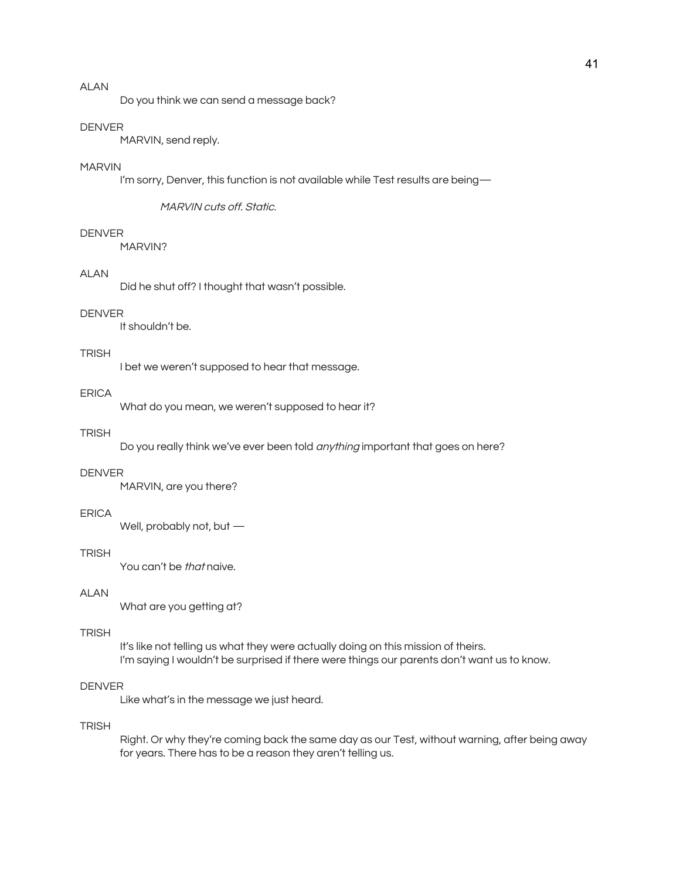ALAN

Do you think we can send a message back?

DENVER

MARVIN, send reply.

MARVIN

I'm sorry, Denver, this function is not available while Test results are being—

*MARVIN cuts off. Static.*

DENVER

MARVIN?

ALAN

Did he shut off? I thought that wasn't possible.

DENVER

It shouldn't be.

TRISH

I bet we weren't supposed to hear that message.

ERICA

What do you mean, we weren't supposed to hear it?

TRISH

Do you really think we've ever been told *anything* important that goes on here?

DENVER

MARVIN, are you there?

ERICA

Well, probably not, but —

TRISH

You can't be *that* naive.

ALAN

What are you getting at?

TRISH

It's like not telling us what they were actually doing on this mission of theirs.
I'm saying I wouldn't be surprised if there were things our parents don't want us to know.

DENVER

Like what's in the message we just heard.

TRISH

Right. Or why they're coming back the same day as our Test, without warning, after being away for years. There has to be a reason they aren't telling us.